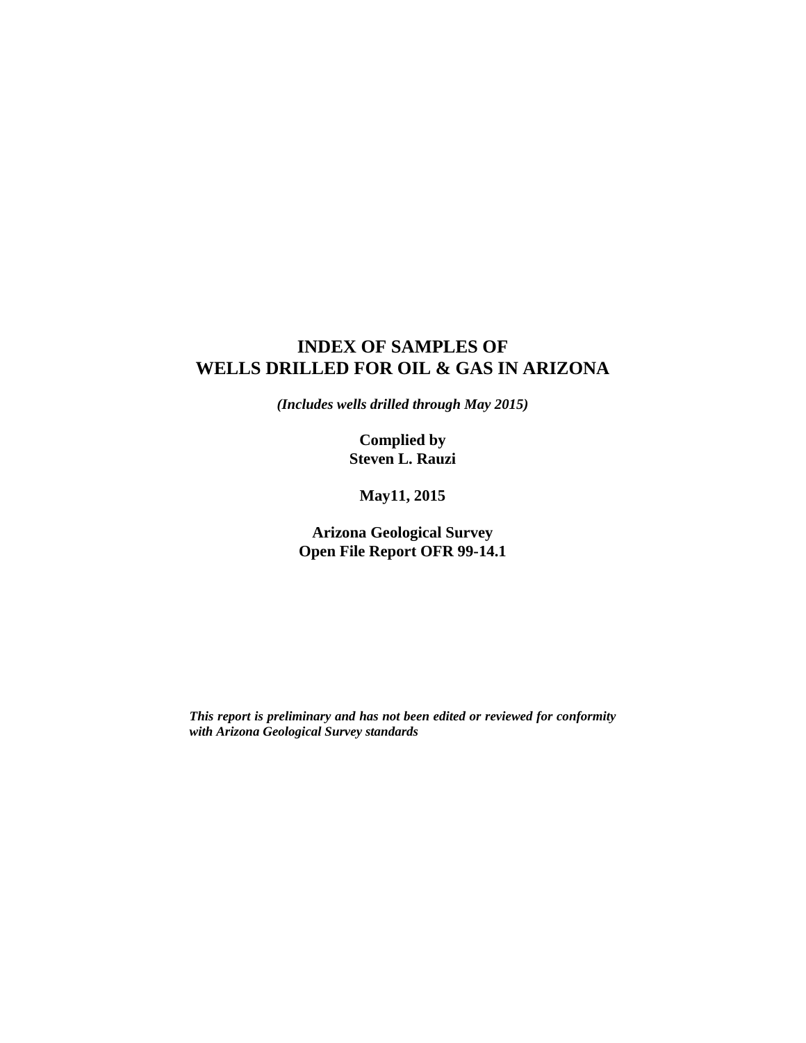# INDEX OF SAMPLES OF WELLS DRILLED FOR OIL & GAS IN ARIZONA

***(Includes wells drilled through May 2015)***

**Complied by**
**Steven L. Rauzi**

**May11, 2015**

**Arizona Geological Survey**
**Open File Report OFR 99-14.1**

***This report is preliminary and has not been edited or reviewed for conformity with Arizona Geological Survey standards***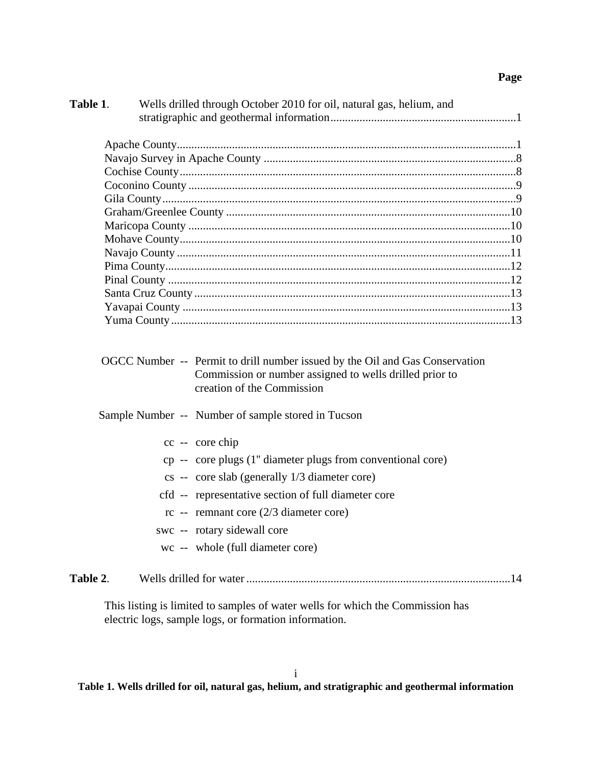| | | Page |
|---|---|---|
| **Table 1**. | Wells drilled through October 2010 for oil, natural gas, helium, and stratigraphic and geothermal information | 1 |
| | Apache County | 1 |
| | Navajo Survey in Apache County | 8 |
| | Cochise County | 8 |
| | Coconino County | 9 |
| | Gila County | 9 |
| | Graham/Greenlee County | 10 |
| | Maricopa County | 10 |
| | Mohave County | 10 |
| | Navajo County | 11 |
| | Pima County | 12 |
| | Pinal County | 12 |
| | Santa Cruz County | 13 |
| | Yavapai County | 13 |
| | Yuma County | 13 |

OGCC Number -- Permit to drill number issued by the Oil and Gas Conservation Commission or number assigned to wells drilled prior to creation of the Commission

Sample Number -- Number of sample stored in Tucson

- cc -- core chip
- cp -- core plugs (1" diameter plugs from conventional core)
- cs -- core slab (generally 1/3 diameter core)
- cfd -- representative section of full diameter core
- rc -- remnant core (2/3 diameter core)
- swc -- rotary sidewall core
- wc -- whole (full diameter core)

| | | |
|---|---|---|
| **Table 2**. | Wells drilled for water | 14 |

This listing is limited to samples of water wells for which the Commission has electric logs, sample logs, or formation information.

**Table 1. Wells drilled for oil, natural gas, helium, and stratigraphic and geothermal information**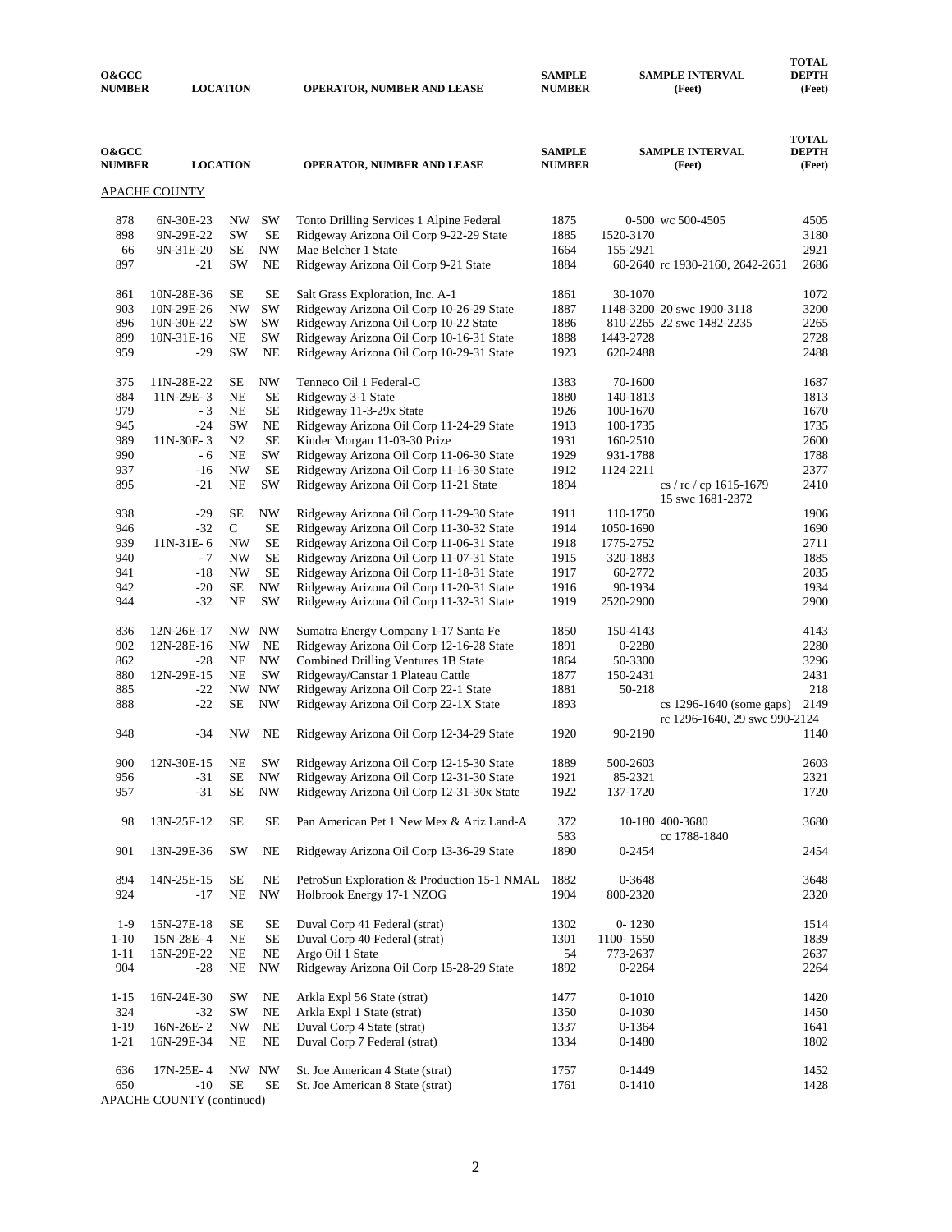| O&GCC NUMBER | LOCATION | | | OPERATOR, NUMBER AND LEASE | SAMPLE NUMBER | SAMPLE INTERVAL (Feet) | | TOTAL DEPTH (Feet) |
|---|---|---|---|---|---|---|---|---|
| **APACHE COUNTY** | | | | | | | | |
| 878 | 6N-30E-23 | NW | SW | Tonto Drilling Services 1 Alpine Federal | 1875 | 0-500 | wc 500-4505 | 4505 |
| 898 | 9N-29E-22 | SW | SE | Ridgeway Arizona Oil Corp 9-22-29 State | 1885 | 1520-3170 | | 3180 |
| 66 | 9N-31E-20 | SE | NW | Mae Belcher 1 State | 1664 | 155-2921 | | 2921 |
| 897 | -21 | SW | NE | Ridgeway Arizona Oil Corp 9-21 State | 1884 | 60-2640 | rc 1930-2160, 2642-2651 | 2686 |
| 861 | 10N-28E-36 | SE | SE | Salt Grass Exploration, Inc. A-1 | 1861 | 30-1070 | | 1072 |
| 903 | 10N-29E-26 | NW | SW | Ridgeway Arizona Oil Corp 10-26-29 State | 1887 | 1148-3200 | 20 swc 1900-3118 | 3200 |
| 896 | 10N-30E-22 | SW | SW | Ridgeway Arizona Oil Corp 10-22 State | 1886 | 810-2265 | 22 swc 1482-2235 | 2265 |
| 899 | 10N-31E-16 | NE | SW | Ridgeway Arizona Oil Corp 10-16-31 State | 1888 | 1443-2728 | | 2728 |
| 959 | -29 | SW | NE | Ridgeway Arizona Oil Corp 10-29-31 State | 1923 | 620-2488 | | 2488 |
| 375 | 11N-28E-22 | SE | NW | Tenneco Oil 1 Federal-C | 1383 | 70-1600 | | 1687 |
| 884 | 11N-29E- 3 | NE | SE | Ridgeway 3-1 State | 1880 | 140-1813 | | 1813 |
| 979 | - 3 | NE | SE | Ridgeway 11-3-29x State | 1926 | 100-1670 | | 1670 |
| 945 | -24 | SW | NE | Ridgeway Arizona Oil Corp 11-24-29 State | 1913 | 100-1735 | | 1735 |
| 989 | 11N-30E- 3 | N2 | SE | Kinder Morgan 11-03-30 Prize | 1931 | 160-2510 | | 2600 |
| 990 | - 6 | NE | SW | Ridgeway Arizona Oil Corp 11-06-30 State | 1929 | 931-1788 | | 1788 |
| 937 | -16 | NW | SE | Ridgeway Arizona Oil Corp 11-16-30 State | 1912 | 1124-2211 | | 2377 |
| 895 | -21 | NE | SW | Ridgeway Arizona Oil Corp 11-21 State | 1894 | | cs / rc / cp 1615-1679 15 swc 1681-2372 | 2410 |
| 938 | -29 | SE | NW | Ridgeway Arizona Oil Corp 11-29-30 State | 1911 | 110-1750 | | 1906 |
| 946 | -32 | C | SE | Ridgeway Arizona Oil Corp 11-30-32 State | 1914 | 1050-1690 | | 1690 |
| 939 | 11N-31E- 6 | NW | SE | Ridgeway Arizona Oil Corp 11-06-31 State | 1918 | 1775-2752 | | 2711 |
| 940 | - 7 | NW | SE | Ridgeway Arizona Oil Corp 11-07-31 State | 1915 | 320-1883 | | 1885 |
| 941 | -18 | NW | SE | Ridgeway Arizona Oil Corp 11-18-31 State | 1917 | 60-2772 | | 2035 |
| 942 | -20 | SE | NW | Ridgeway Arizona Oil Corp 11-20-31 State | 1916 | 90-1934 | | 1934 |
| 944 | -32 | NE | SW | Ridgeway Arizona Oil Corp 11-32-31 State | 1919 | 2520-2900 | | 2900 |
| 836 | 12N-26E-17 | NW | NW | Sumatra Energy Company 1-17 Santa Fe | 1850 | 150-4143 | | 4143 |
| 902 | 12N-28E-16 | NW | NE | Ridgeway Arizona Oil Corp 12-16-28 State | 1891 | 0-2280 | | 2280 |
| 862 | -28 | NE | NW | Combined Drilling Ventures 1B State | 1864 | 50-3300 | | 3296 |
| 880 | 12N-29E-15 | NE | SW | Ridgeway/Canstar 1 Plateau Cattle | 1877 | 150-2431 | | 2431 |
| 885 | -22 | NW | NW | Ridgeway Arizona Oil Corp 22-1 State | 1881 | 50-218 | | 218 |
| 888 | -22 | SE | NW | Ridgeway Arizona Oil Corp 22-1X State | 1893 | | cs 1296-1640 (some gaps) rc 1296-1640, 29 swc 990-2124 | 2149 |
| 948 | -34 | NW | NE | Ridgeway Arizona Oil Corp 12-34-29 State | 1920 | 90-2190 | | 1140 |
| 900 | 12N-30E-15 | NE | SW | Ridgeway Arizona Oil Corp 12-15-30 State | 1889 | 500-2603 | | 2603 |
| 956 | -31 | SE | NW | Ridgeway Arizona Oil Corp 12-31-30 State | 1921 | 85-2321 | | 2321 |
| 957 | -31 | SE | NW | Ridgeway Arizona Oil Corp 12-31-30x State | 1922 | 137-1720 | | 1720 |
| 98 | 13N-25E-12 | SE | SE | Pan American Pet 1 New Mex & Ariz Land-A | 372 583 | 10-180 | 400-3680 cc 1788-1840 | 3680 |
| 901 | 13N-29E-36 | SW | NE | Ridgeway Arizona Oil Corp 13-36-29 State | 1890 | 0-2454 | | 2454 |
| 894 | 14N-25E-15 | SE | NE | PetroSun Exploration & Production 15-1 NMAL | 1882 | 0-3648 | | 3648 |
| 924 | -17 | NE | NW | Holbrook Energy 17-1 NZOG | 1904 | 800-2320 | | 2320 |
| 1-9 | 15N-27E-18 | SE | SE | Duval Corp 41 Federal (strat) | 1302 | 0- 1230 | | 1514 |
| 1-10 | 15N-28E- 4 | NE | SE | Duval Corp 40 Federal (strat) | 1301 | 1100- 1550 | | 1839 |
| 1-11 | 15N-29E-22 | NE | NE | Argo Oil 1 State | 54 | 773-2637 | | 2637 |
| 904 | -28 | NE | NW | Ridgeway Arizona Oil Corp 15-28-29 State | 1892 | 0-2264 | | 2264 |
| 1-15 | 16N-24E-30 | SW | NE | Arkla Expl 56 State (strat) | 1477 | 0-1010 | | 1420 |
| 324 | -32 | SW | NE | Arkla Expl 1 State (strat) | 1350 | 0-1030 | | 1450 |
| 1-19 | 16N-26E- 2 | NW | NE | Duval Corp 4 State (strat) | 1337 | 0-1364 | | 1641 |
| 1-21 | 16N-29E-34 | NE | NE | Duval Corp 7 Federal (strat) | 1334 | 0-1480 | | 1802 |
| 636 | 17N-25E- 4 | NW | NW | St. Joe American 4 State (strat) | 1757 | 0-1449 | | 1452 |
| 650 | -10 | SE | SE | St. Joe American 8 State (strat) | 1761 | 0-1410 | | 1428 |

APACHE COUNTY (continued)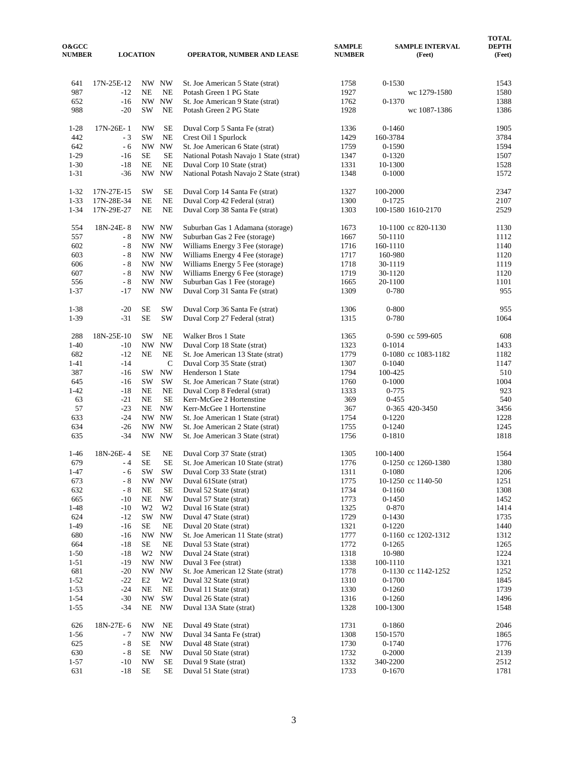| O&GCC NUMBER | LOCATION | | | OPERATOR, NUMBER AND LEASE | SAMPLE NUMBER | SAMPLE INTERVAL (Feet) | TOTAL DEPTH (Feet) |
|---|---|---|---|---|---|---|---|
| 641 | 17N-25E-12 | NW | NW | St. Joe American 5 State (strat) | 1758 | 0-1530 | 1543 |
| 987 | -12 | NE | NE | Potash Green 1 PG State | 1927 | wc 1279-1580 | 1580 |
| 652 | -16 | NW | NW | St. Joe American 9 State (strat) | 1762 | 0-1370 | 1388 |
| 988 | -20 | SW | NE | Potash Green 2 PG State | 1928 | wc 1087-1386 | 1386 |
| 1-28 | 17N-26E- 1 | NW | SE | Duval Corp 5 Santa Fe (strat) | 1336 | 0-1460 | 1905 |
| 442 | - 3 | SW | NE | Crest Oil 1 Spurlock | 1429 | 160-3784 | 3784 |
| 642 | - 6 | NW | NW | St. Joe American 6 State (strat) | 1759 | 0-1590 | 1594 |
| 1-29 | -16 | SE | SE | National Potash Navajo 1 State (strat) | 1347 | 0-1320 | 1507 |
| 1-30 | -18 | NE | NE | Duval Corp 10 State (strat) | 1331 | 10-1300 | 1528 |
| 1-31 | -36 | NW | NW | National Potash Navajo 2 State (strat) | 1348 | 0-1000 | 1572 |
| 1-32 | 17N-27E-15 | SW | SE | Duval Corp 14 Santa Fe (strat) | 1327 | 100-2000 | 2347 |
| 1-33 | 17N-28E-34 | NE | NE | Duval Corp 42 Federal (strat) | 1300 | 0-1725 | 2107 |
| 1-34 | 17N-29E-27 | NE | NE | Duval Corp 38 Santa Fe (strat) | 1303 | 100-1580 1610-2170 | 2529 |
| 554 | 18N-24E- 8 | NW | NW | Suburban Gas 1 Adamana (storage) | 1673 | 10-1100 cc 820-1130 | 1130 |
| 557 | - 8 | NW | NW | Suburban Gas 2 Fee (storage) | 1667 | 50-1110 | 1112 |
| 602 | - 8 | NW | NW | Williams Energy 3 Fee (storage) | 1716 | 160-1110 | 1140 |
| 603 | - 8 | NW | NW | Williams Energy 4 Fee (storage) | 1717 | 160-980 | 1120 |
| 606 | - 8 | NW | NW | Williams Energy 5 Fee (storage) | 1718 | 30-1119 | 1119 |
| 607 | - 8 | NW | NW | Williams Energy 6 Fee (storage) | 1719 | 30-1120 | 1120 |
| 556 | - 8 | NW | NW | Suburban Gas 1 Fee (storage) | 1665 | 20-1100 | 1101 |
| 1-37 | -17 | NW | NW | Duval Corp 31 Santa Fe (strat) | 1309 | 0-780 | 955 |
| 1-38 | -20 | SE | SW | Duval Corp 36 Santa Fe (strat) | 1306 | 0-800 | 955 |
| 1-39 | -31 | SE | SW | Duval Corp 27 Federal (strat) | 1315 | 0-780 | 1064 |
| 288 | 18N-25E-10 | SW | NE | Walker Bros 1 State | 1365 | 0-590 cc 599-605 | 608 |
| 1-40 | -10 | NW | NW | Duval Corp 18 State (strat) | 1323 | 0-1014 | 1433 |
| 682 | -12 | NE | NE | St. Joe American 13 State (strat) | 1779 | 0-1080 cc 1083-1182 | 1182 |
| 1-41 | -14 | | C | Duval Corp 35 State (strat) | 1307 | 0-1040 | 1147 |
| 387 | -16 | SW | NW | Henderson 1 State | 1794 | 100-425 | 510 |
| 645 | -16 | SW | SW | St. Joe American 7 State (strat) | 1760 | 0-1000 | 1004 |
| 1-42 | -18 | NE | NE | Duval Corp 8 Federal (strat) | 1333 | 0-775 | 923 |
| 63 | -21 | NE | SE | Kerr-McGee 2 Hortenstine | 369 | 0-455 | 540 |
| 57 | -23 | NE | NW | Kerr-McGee 1 Hortenstine | 367 | 0-365 420-3450 | 3456 |
| 633 | -24 | NW | NW | St. Joe American 1 State (strat) | 1754 | 0-1220 | 1228 |
| 634 | -26 | NW | NW | St. Joe American 2 State (strat) | 1755 | 0-1240 | 1245 |
| 635 | -34 | NW | NW | St. Joe American 3 State (strat) | 1756 | 0-1810 | 1818 |
| 1-46 | 18N-26E- 4 | SE | NE | Duval Corp 37 State (strat) | 1305 | 100-1400 | 1564 |
| 679 | - 4 | SE | SE | St. Joe American 10 State (strat) | 1776 | 0-1250 cc 1260-1380 | 1380 |
| 1-47 | - 6 | SW | SW | Duval Corp 33 State (strat) | 1311 | 0-1080 | 1206 |
| 673 | - 8 | NW | NW | Duval 61State (strat) | 1775 | 10-1250 cc 1140-50 | 1251 |
| 632 | - 8 | NE | SE | Duval 52 State (strat) | 1734 | 0-1160 | 1308 |
| 665 | -10 | NE | NW | Duval 57 State (strat) | 1773 | 0-1450 | 1452 |
| 1-48 | -10 | W2 | W2 | Duval 16 State (strat) | 1325 | 0-870 | 1414 |
| 624 | -12 | SW | NW | Duval 47 State (strat) | 1729 | 0-1430 | 1735 |
| 1-49 | -16 | SE | NE | Duval 20 State (strat) | 1321 | 0-1220 | 1440 |
| 680 | -16 | NW | NW | St. Joe American 11 State (strat) | 1777 | 0-1160 cc 1202-1312 | 1312 |
| 664 | -18 | SE | NE | Duval 53 State (strat) | 1772 | 0-1265 | 1265 |
| 1-50 | -18 | W2 | NW | Duval 24 State (strat) | 1318 | 10-980 | 1224 |
| 1-51 | -19 | NW | NW | Duval 3 Fee (strat) | 1338 | 100-1110 | 1321 |
| 681 | -20 | NW | NW | St. Joe American 12 State (strat) | 1778 | 0-1130 cc 1142-1252 | 1252 |
| 1-52 | -22 | E2 | W2 | Duval 32 State (strat) | 1310 | 0-1700 | 1845 |
| 1-53 | -24 | NE | NE | Duval 11 State (strat) | 1330 | 0-1260 | 1739 |
| 1-54 | -30 | NW | SW | Duval 26 State (strat) | 1316 | 0-1260 | 1496 |
| 1-55 | -34 | NE | NW | Duval 13A State (strat) | 1328 | 100-1300 | 1548 |
| 626 | 18N-27E- 6 | NW | NE | Duval 49 State (strat) | 1731 | 0-1860 | 2046 |
| 1-56 | - 7 | NW | NW | Duval 34 Santa Fe (strat) | 1308 | 150-1570 | 1865 |
| 625 | - 8 | SE | NW | Duval 48 State (strat) | 1730 | 0-1740 | 1776 |
| 630 | - 8 | SE | NW | Duval 50 State (strat) | 1732 | 0-2000 | 2139 |
| 1-57 | -10 | NW | SE | Duval 9 State (strat) | 1332 | 340-2200 | 2512 |
| 631 | -18 | SE | SE | Duval 51 State (strat) | 1733 | 0-1670 | 1781 |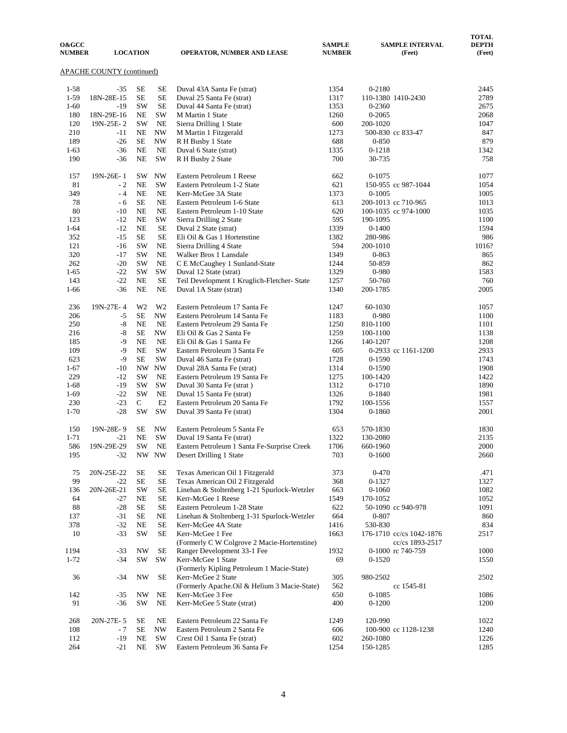| O&GCC NUMBER | LOCATION | | | OPERATOR, NUMBER AND LEASE | SAMPLE NUMBER | SAMPLE INTERVAL (Feet) | TOTAL DEPTH (Feet) |
|---|---|---|---|---|---|---|---|
| APACHE COUNTY (continued) | | | | | | | |
| 1-58 | -35 | SE | SE | Duval 43A Santa Fe (strat) | 1354 | 0-2180 | 2445 |
| 1-59 | 18N-28E-15 | SE | SE | Duval 25 Santa Fe (strat) | 1317 | 110-1380 1410-2430 | 2789 |
| 1-60 | -19 | SW | SE | Duval 44 Santa Fe (strat) | 1353 | 0-2360 | 2675 |
| 180 | 18N-29E-16 | NE | SW | M Martin 1 State | 1260 | 0-2065 | 2068 |
| 120 | 19N-25E- 2 | SW | NE | Sierra Drilling 1 State | 600 | 200-1020 | 1047 |
| 210 | -11 | NE | NW | M Martin 1 Fitzgerald | 1273 | 500-830 cc 833-47 | 847 |
| 189 | -26 | SE | NW | R H Busby 1 State | 688 | 0-850 | 879 |
| 1-63 | -36 | NE | NE | Duval 6 State (strat) | 1335 | 0-1218 | 1342 |
| 190 | -36 | NE | SW | R H Busby 2 State | 700 | 30-735 | 758 |
| 157 | 19N-26E- 1 | SW | NW | Eastern Petroleum 1 Reese | 662 | 0-1075 | 1077 |
| 81 | - 2 | NE | SW | Eastern Petroleum 1-2 State | 621 | 150-955 cc 987-1044 | 1054 |
| 349 | - 4 | NE | NE | Kerr-McGee 3A State | 1373 | 0-1005 | 1005 |
| 78 | - 6 | SE | NE | Eastern Petroleum 1-6 State | 613 | 200-1013 cc 710-965 | 1013 |
| 80 | -10 | NE | NE | Eastern Petroleum 1-10 State | 620 | 100-1035 cc 974-1000 | 1035 |
| 123 | -12 | NE | SW | Sierra Drilling 2 State | 595 | 190-1095 | 1100 |
| 1-64 | -12 | NE | SE | Duval 2 State (strat) | 1339 | 0-1400 | 1594 |
| 352 | -15 | SE | SE | Eli Oil & Gas 1 Hortenstine | 1382 | 280-986 | 986 |
| 121 | -16 | SW | NE | Sierra Drilling 4 State | 594 | 200-1010 | 1016? |
| 320 | -17 | SW | NE | Walker Bros 1 Lansdale | 1349 | 0-863 | 865 |
| 262 | -20 | SW | NE | C E McCaughey 1 Sunland-State | 1244 | 50-859 | 862 |
| 1-65 | -22 | SW | SW | Duval 12 State (strat) | 1329 | 0-980 | 1583 |
| 143 | -22 | NE | SE | Teil Development 1 Kruglich-Fletcher- State | 1257 | 50-760 | 760 |
| 1-66 | -36 | NE | NE | Duval 1A State (strat) | 1340 | 200-1785 | 2005 |
| 236 | 19N-27E- 4 | W2 | W2 | Eastern Petroleum 17 Santa Fe | 1247 | 60-1030 | 1057 |
| 206 | -5 | SE | NW | Eastern Petroleum 14 Santa Fe | 1183 | 0-980 | 1100 |
| 250 | -8 | NE | NE | Eastern Petroleum 29 Santa Fe | 1250 | 810-1100 | 1101 |
| 216 | -8 | SE | NW | Eli Oil & Gas 2 Santa Fe | 1259 | 100-1100 | 1138 |
| 185 | -9 | NE | NE | Eli Oil & Gas 1 Santa Fe | 1266 | 140-1207 | 1208 |
| 109 | -9 | NE | SW | Eastern Petroleum 3 Santa Fe | 605 | 0-2933 cc 1161-1200 | 2933 |
| 623 | -9 | SE | SW | Duval 46 Santa Fe (strat) | 1728 | 0-1590 | 1743 |
| 1-67 | -10 | NW | NW | Duval 28A Santa Fe (strat) | 1314 | 0-1590 | 1908 |
| 229 | -12 | SW | NE | Eastern Petroleum 19 Santa Fe | 1275 | 100-1420 | 1422 |
| 1-68 | -19 | SW | SW | Duval 30 Santa Fe (strat ) | 1312 | 0-1710 | 1890 |
| 1-69 | -22 | SW | NE | Duval 15 Santa Fe (strat) | 1326 | 0-1840 | 1981 |
| 230 | -23 | C | E2 | Eastern Petroleum 20 Santa Fe | 1792 | 100-1556 | 1557 |
| 1-70 | -28 | SW | SW | Duval 39 Santa Fe (strat) | 1304 | 0-1860 | 2001 |
| 150 | 19N-28E- 9 | SE | NW | Eastern Petroleum 5 Santa Fe | 653 | 570-1830 | 1830 |
| 1-71 | -21 | NE | SW | Duval 19 Santa Fe (strat) | 1322 | 130-2080 | 2135 |
| 586 | 19N-29E-29 | SW | NE | Eastern Petroleum 1 Santa Fe-Surprise Creek | 1706 | 660-1960 | 2000 |
| 195 | -32 | NW | NW | Desert Drilling 1 State | 703 | 0-1600 | 2660 |
| 75 | 20N-25E-22 | SE | SE | Texas American Oil 1 Fitzgerald | 373 | 0-470 | .471 |
| 99 | -22 | SE | SE | Texas American Oil 2 Fitzgerald | 368 | 0-1327 | 1327 |
| 136 | 20N-26E-21 | SW | SE | Linehan & Stoltenberg 1-21 Spurlock-Wetzler | 663 | 0-1060 | 1082 |
| 64 | -27 | NE | SE | Kerr-McGee 1 Reese | 1549 | 170-1052 | 1052 |
| 88 | -28 | SE | SE | Eastern Petroleum 1-28 State | 622 | 50-1090 cc 940-978 | 1091 |
| 137 | -31 | SE | NE | Linehan & Stoltenberg 1-31 Spurlock-Wetzler | 664 | 0-807 | 860 |
| 378 | -32 | NE | SE | Kerr-McGee 4A State | 1416 | 530-830 | 834 |
| 10 | -33 | SW | SE | Kerr-McGee 1 Fee (Formerly C W Colgrove 2 Macie-Hortenstine) | 1663 | 176-1710 cc/cs 1042-1876 cc/cs 1893-2517 | 2517 |
| 1194 | -33 | NW | SE | Ranger Development 33-1 Fee | 1932 | 0-1000 rc 740-759 | 1000 |
| 1-72 | -34 | SW | SW | Kerr-McGee 1 State (Formerly Kipling Petroleum 1 Macie-State) | 69 | 0-1520 | 1550 |
| 36 | -34 | NW | SE | Kerr-McGee 2 State (Formerly Apache.Oil & Helium 3 Macie-State) | 305 562 | 980-2502 cc 1545-81 | 2502 |
| 142 | -35 | NW | NE | Kerr-McGee 3 Fee | 650 | 0-1085 | 1086 |
| 91 | -36 | SW | NE | Kerr-McGee 5 State (strat) | 400 | 0-1200 | 1200 |
| 268 | 20N-27E- 5 | SE | NE | Eastern Petroleum 22 Santa Fe | 1249 | 120-990 | 1022 |
| 108 | - 7 | SE | NW | Eastern Petroleum 2 Santa Fe | 606 | 100-900 cc 1128-1238 | 1240 |
| 112 | -19 | NE | SW | Crest Oil 1 Santa Fe (strat) | 602 | 260-1080 | 1226 |
| 264 | -21 | NE | SW | Eastern Petroleum 36 Santa Fe | 1254 | 150-1285 | 1285 |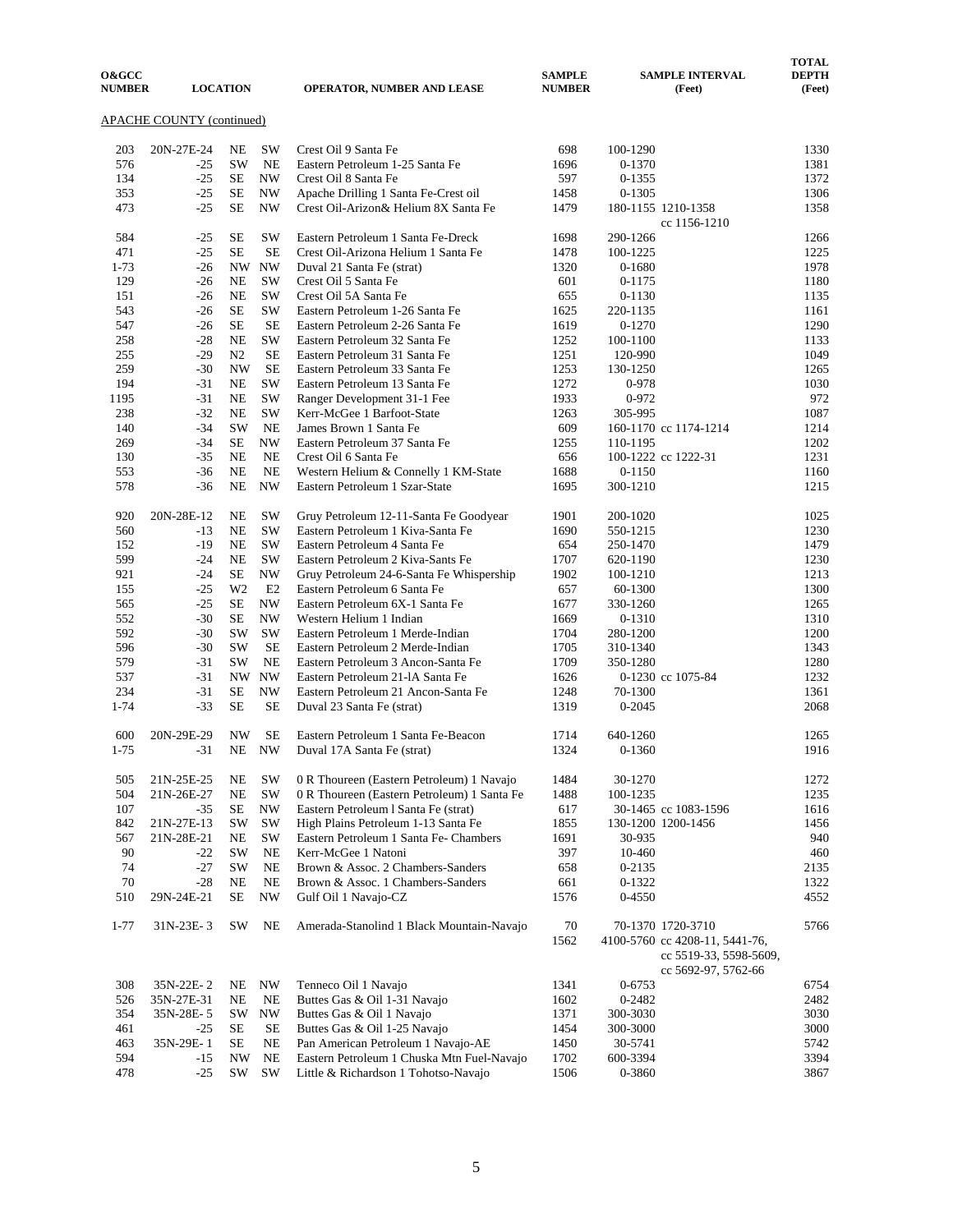| O&GCC NUMBER | LOCATION | | | OPERATOR, NUMBER AND LEASE | SAMPLE NUMBER | SAMPLE INTERVAL (Feet) | TOTAL DEPTH (Feet) |
|---|---|---|---|---|---|---|---|

APACHE COUNTY (continued)

| O&GCC NUMBER | LOCATION | | | OPERATOR, NUMBER AND LEASE | SAMPLE NUMBER | SAMPLE INTERVAL (Feet) | TOTAL DEPTH (Feet) |
|---|---|---|---|---|---|---|---|
| 203 | 20N-27E-24 | NE | SW | Crest Oil 9 Santa Fe | 698 | 100-1290 | 1330 |
| 576 | -25 | SW | NE | Eastern Petroleum 1-25 Santa Fe | 1696 | 0-1370 | 1381 |
| 134 | -25 | SE | NW | Crest Oil 8 Santa Fe | 597 | 0-1355 | 1372 |
| 353 | -25 | SE | NW | Apache Drilling 1 Santa Fe-Crest oil | 1458 | 0-1305 | 1306 |
| 473 | -25 | SE | NW | Crest Oil-Arizon& Helium 8X Santa Fe | 1479 | 180-1155 1210-1358 cc 1156-1210 | 1358 |
| 584 | -25 | SE | SW | Eastern Petroleum 1 Santa Fe-Dreck | 1698 | 290-1266 | 1266 |
| 471 | -25 | SE | SE | Crest Oil-Arizona Helium 1 Santa Fe | 1478 | 100-1225 | 1225 |
| 1-73 | -26 | NW | NW | Duval 21 Santa Fe (strat) | 1320 | 0-1680 | 1978 |
| 129 | -26 | NE | SW | Crest Oil 5 Santa Fe | 601 | 0-1175 | 1180 |
| 151 | -26 | NE | SW | Crest Oil 5A Santa Fe | 655 | 0-1130 | 1135 |
| 543 | -26 | SE | SW | Eastern Petroleum 1-26 Santa Fe | 1625 | 220-1135 | 1161 |
| 547 | -26 | SE | SE | Eastern Petroleum 2-26 Santa Fe | 1619 | 0-1270 | 1290 |
| 258 | -28 | NE | SW | Eastern Petroleum 32 Santa Fe | 1252 | 100-1100 | 1133 |
| 255 | -29 | N2 | SE | Eastern Petroleum 31 Santa Fe | 1251 | 120-990 | 1049 |
| 259 | -30 | NW | SE | Eastern Petroleum 33 Santa Fe | 1253 | 130-1250 | 1265 |
| 194 | -31 | NE | SW | Eastern Petroleum 13 Santa Fe | 1272 | 0-978 | 1030 |
| 1195 | -31 | NE | SW | Ranger Development 31-1 Fee | 1933 | 0-972 | 972 |
| 238 | -32 | NE | SW | Kerr-McGee 1 Barfoot-State | 1263 | 305-995 | 1087 |
| 140 | -34 | SW | NE | James Brown 1 Santa Fe | 609 | 160-1170 cc 1174-1214 | 1214 |
| 269 | -34 | SE | NW | Eastern Petroleum 37 Santa Fe | 1255 | 110-1195 | 1202 |
| 130 | -35 | NE | NE | Crest Oil 6 Santa Fe | 656 | 100-1222 cc 1222-31 | 1231 |
| 553 | -36 | NE | NE | Western Helium & Connelly 1 KM-State | 1688 | 0-1150 | 1160 |
| 578 | -36 | NE | NW | Eastern Petroleum 1 Szar-State | 1695 | 300-1210 | 1215 |
| 920 | 20N-28E-12 | NE | SW | Gruy Petroleum 12-11-Santa Fe Goodyear | 1901 | 200-1020 | 1025 |
| 560 | -13 | NE | SW | Eastern Petroleum 1 Kiva-Santa Fe | 1690 | 550-1215 | 1230 |
| 152 | -19 | NE | SW | Eastern Petroleum 4 Santa Fe | 654 | 250-1470 | 1479 |
| 599 | -24 | NE | SW | Eastern Petroleum 2 Kiva-Sants Fe | 1707 | 620-1190 | 1230 |
| 921 | -24 | SE | NW | Gruy Petroleum 24-6-Santa Fe Whispership | 1902 | 100-1210 | 1213 |
| 155 | -25 | W2 | E2 | Eastern Petroleum 6 Santa Fe | 657 | 60-1300 | 1300 |
| 565 | -25 | SE | NW | Eastern Petroleum 6X-1 Santa Fe | 1677 | 330-1260 | 1265 |
| 552 | -30 | SE | NW | Western Helium 1 Indian | 1669 | 0-1310 | 1310 |
| 592 | -30 | SW | SW | Eastern Petroleum 1 Merde-Indian | 1704 | 280-1200 | 1200 |
| 596 | -30 | SW | SE | Eastern Petroleum 2 Merde-Indian | 1705 | 310-1340 | 1343 |
| 579 | -31 | SW | NE | Eastern Petroleum 3 Ancon-Santa Fe | 1709 | 350-1280 | 1280 |
| 537 | -31 | NW | NW | Eastern Petroleum 21-lA Santa Fe | 1626 | 0-1230 cc 1075-84 | 1232 |
| 234 | -31 | SE | NW | Eastern Petroleum 21 Ancon-Santa Fe | 1248 | 70-1300 | 1361 |
| 1-74 | -33 | SE | SE | Duval 23 Santa Fe (strat) | 1319 | 0-2045 | 2068 |
| 600 | 20N-29E-29 | NW | SE | Eastern Petroleum 1 Santa Fe-Beacon | 1714 | 640-1260 | 1265 |
| 1-75 | -31 | NE | NW | Duval 17A Santa Fe (strat) | 1324 | 0-1360 | 1916 |
| 505 | 21N-25E-25 | NE | SW | 0 R Thoureen (Eastern Petroleum) 1 Navajo | 1484 | 30-1270 | 1272 |
| 504 | 21N-26E-27 | NE | SW | 0 R Thoureen (Eastern Petroleum) 1 Santa Fe | 1488 | 100-1235 | 1235 |
| 107 | -35 | SE | NW | Eastern Petroleum l Santa Fe (strat) | 617 | 30-1465 cc 1083-1596 | 1616 |
| 842 | 21N-27E-13 | SW | SW | High Plains Petroleum 1-13 Santa Fe | 1855 | 130-1200 1200-1456 | 1456 |
| 567 | 21N-28E-21 | NE | SW | Eastern Petroleum 1 Santa Fe- Chambers | 1691 | 30-935 | 940 |
| 90 | -22 | SW | NE | Kerr-McGee 1 Natoni | 397 | 10-460 | 460 |
| 74 | -27 | SW | NE | Brown & Assoc. 2 Chambers-Sanders | 658 | 0-2135 | 2135 |
| 70 | -28 | NE | NE | Brown & Assoc. 1 Chambers-Sanders | 661 | 0-1322 | 1322 |
| 510 | 29N-24E-21 | SE | NW | Gulf Oil 1 Navajo-CZ | 1576 | 0-4550 | 4552 |
| 1-77 | 31N-23E- 3 | SW | NE | Amerada-Stanolind 1 Black Mountain-Navajo | 70 / 1562 | 70-1370 1720-3710 / 4100-5760 cc 4208-11, 5441-76, cc 5519-33, 5598-5609, cc 5692-97, 5762-66 | 5766 |
| 308 | 35N-22E- 2 | NE | NW | Tenneco Oil 1 Navajo | 1341 | 0-6753 | 6754 |
| 526 | 35N-27E-31 | NE | NE | Buttes Gas & Oil 1-31 Navajo | 1602 | 0-2482 | 2482 |
| 354 | 35N-28E- 5 | SW | NW | Buttes Gas & Oil 1 Navajo | 1371 | 300-3030 | 3030 |
| 461 | -25 | SE | SE | Buttes Gas & Oil 1-25 Navajo | 1454 | 300-3000 | 3000 |
| 463 | 35N-29E- 1 | SE | NE | Pan American Petroleum 1 Navajo-AE | 1450 | 30-5741 | 5742 |
| 594 | -15 | NW | NE | Eastern Petroleum 1 Chuska Mtn Fuel-Navajo | 1702 | 600-3394 | 3394 |
| 478 | -25 | SW | SW | Little & Richardson 1 Tohotso-Navajo | 1506 | 0-3860 | 3867 |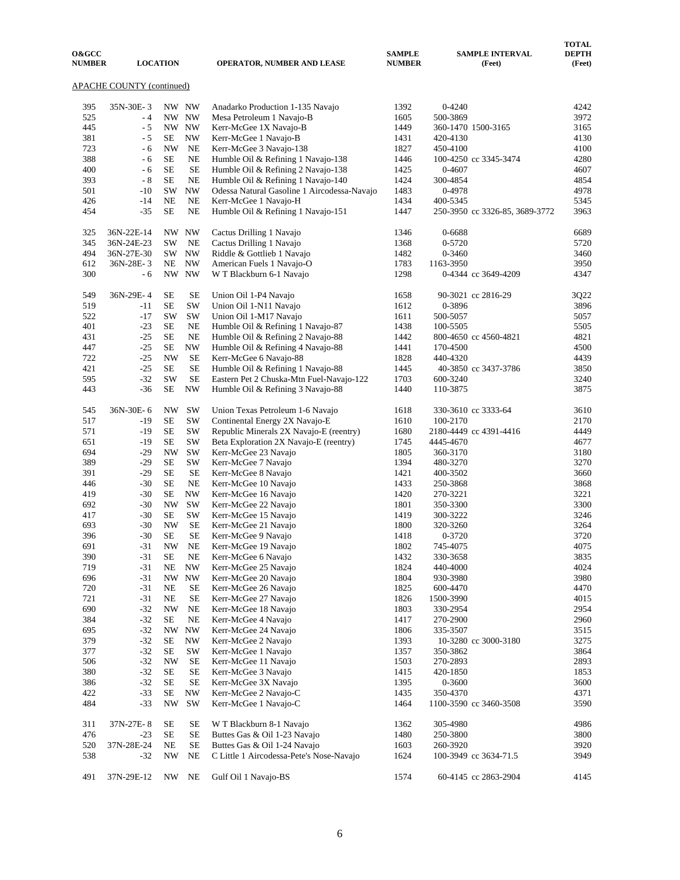| O&GCC NUMBER | LOCATION | | | OPERATOR, NUMBER AND LEASE | SAMPLE NUMBER | SAMPLE INTERVAL (Feet) | TOTAL DEPTH (Feet) |
|---|---|---|---|---|---|---|---|

APACHE COUNTY (continued)

| O&GCC NUMBER | LOCATION | | | OPERATOR, NUMBER AND LEASE | SAMPLE NUMBER | SAMPLE INTERVAL (Feet) | TOTAL DEPTH (Feet) |
|---|---|---|---|---|---|---|---|
| 395 | 35N-30E- 3 | NW | NW | Anadarko Production 1-135 Navajo | 1392 | 0-4240 | 4242 |
| 525 | - 4 | NW | NW | Mesa Petroleum 1 Navajo-B | 1605 | 500-3869 | 3972 |
| 445 | - 5 | NW | NW | Kerr-McGee 1X Navajo-B | 1449 | 360-1470 1500-3165 | 3165 |
| 381 | - 5 | SE | NW | Kerr-McGee 1 Navajo-B | 1431 | 420-4130 | 4130 |
| 723 | - 6 | NW | NE | Kerr-McGee 3 Navajo-138 | 1827 | 450-4100 | 4100 |
| 388 | - 6 | SE | NE | Humble Oil & Refining 1 Navajo-138 | 1446 | 100-4250 cc 3345-3474 | 4280 |
| 400 | - 6 | SE | SE | Humble Oil & Refining 2 Navajo-138 | 1425 | 0-4607 | 4607 |
| 393 | - 8 | SE | NE | Humble Oil & Refining 1 Navajo-140 | 1424 | 300-4854 | 4854 |
| 501 | -10 | SW | NW | Odessa Natural Gasoline 1 Aircodessa-Navajo | 1483 | 0-4978 | 4978 |
| 426 | -14 | NE | NE | Kerr-McGee 1 Navajo-H | 1434 | 400-5345 | 5345 |
| 454 | -35 | SE | NE | Humble Oil & Refining 1 Navajo-151 | 1447 | 250-3950 cc 3326-85, 3689-3772 | 3963 |
| | | | | | | | |
| 325 | 36N-22E-14 | NW | NW | Cactus Drilling 1 Navajo | 1346 | 0-6688 | 6689 |
| 345 | 36N-24E-23 | SW | NE | Cactus Drilling 1 Navajo | 1368 | 0-5720 | 5720 |
| 494 | 36N-27E-30 | SW | NW | Riddle & Gottlieb 1 Navajo | 1482 | 0-3460 | 3460 |
| 612 | 36N-28E- 3 | NE | NW | American Fuels 1 Navajo-O | 1783 | 1163-3950 | 3950 |
| 300 | - 6 | NW | NW | W T Blackburn 6-1 Navajo | 1298 | 0-4344 cc 3649-4209 | 4347 |
| | | | | | | | |
| 549 | 36N-29E- 4 | SE | SE | Union Oil 1-P4 Navajo | 1658 | 90-3021 cc 2816-29 | 3Q22 |
| 519 | -11 | SE | SW | Union Oil 1-N11 Navajo | 1612 | 0-3896 | 3896 |
| 522 | -17 | SW | SW | Union Oil 1-M17 Navajo | 1611 | 500-5057 | 5057 |
| 401 | -23 | SE | NE | Humble Oil & Refining 1 Navajo-87 | 1438 | 100-5505 | 5505 |
| 431 | -25 | SE | NE | Humble Oil & Refining 2 Navajo-88 | 1442 | 800-4650 cc 4560-4821 | 4821 |
| 447 | -25 | SE | NW | Humble Oil & Refining 4 Navajo-88 | 1441 | 170-4500 | 4500 |
| 722 | -25 | NW | SE | Kerr-McGee 6 Navajo-88 | 1828 | 440-4320 | 4439 |
| 421 | -25 | SE | SE | Humble Oil & Refining 1 Navajo-88 | 1445 | 40-3850 cc 3437-3786 | 3850 |
| 595 | -32 | SW | SE | Eastern Pet 2 Chuska-Mtn Fuel-Navajo-122 | 1703 | 600-3240 | 3240 |
| 443 | -36 | SE | NW | Humble Oil & Refining 3 Navajo-88 | 1440 | 110-3875 | 3875 |
| | | | | | | | |
| 545 | 36N-30E- 6 | NW | SW | Union Texas Petroleum 1-6 Navajo | 1618 | 330-3610 cc 3333-64 | 3610 |
| 517 | -19 | SE | SW | Continental Energy 2X Navajo-E | 1610 | 100-2170 | 2170 |
| 571 | -19 | SE | SW | Republic Minerals 2X Navajo-E (reentry) | 1680 | 2180-4449 cc 4391-4416 | 4449 |
| 651 | -19 | SE | SW | Beta Exploration 2X Navajo-E (reentry) | 1745 | 4445-4670 | 4677 |
| 694 | -29 | NW | SW | Kerr-McGee 23 Navajo | 1805 | 360-3170 | 3180 |
| 389 | -29 | SE | SW | Kerr-McGee 7 Navajo | 1394 | 480-3270 | 3270 |
| 391 | -29 | SE | SE | Kerr-McGee 8 Navajo | 1421 | 400-3502 | 3660 |
| 446 | -30 | SE | NE | Kerr-McGee 10 Navajo | 1433 | 250-3868 | 3868 |
| 419 | -30 | SE | NW | Kerr-McGee 16 Navajo | 1420 | 270-3221 | 3221 |
| 692 | -30 | NW | SW | Kerr-McGee 22 Navajo | 1801 | 350-3300 | 3300 |
| 417 | -30 | SE | SW | Kerr-McGee 15 Navajo | 1419 | 300-3222 | 3246 |
| 693 | -30 | NW | SE | Kerr-McGee 21 Navajo | 1800 | 320-3260 | 3264 |
| 396 | -30 | SE | SE | Kerr-McGee 9 Navajo | 1418 | 0-3720 | 3720 |
| 691 | -31 | NW | NE | Kerr-McGee 19 Navajo | 1802 | 745-4075 | 4075 |
| 390 | -31 | SE | NE | Kerr-McGee 6 Navajo | 1432 | 330-3658 | 3835 |
| 719 | -31 | NE | NW | Kerr-McGee 25 Navajo | 1824 | 440-4000 | 4024 |
| 696 | -31 | NW | NW | Kerr-McGee 20 Navajo | 1804 | 930-3980 | 3980 |
| 720 | -31 | NE | SE | Kerr-McGee 26 Navajo | 1825 | 600-4470 | 4470 |
| 721 | -31 | NE | SE | Kerr-McGee 27 Navajo | 1826 | 1500-3990 | 4015 |
| 690 | -32 | NW | NE | Kerr-McGee 18 Navajo | 1803 | 330-2954 | 2954 |
| 384 | -32 | SE | NE | Kerr-McGee 4 Navajo | 1417 | 270-2900 | 2960 |
| 695 | -32 | NW | NW | Kerr-McGee 24 Navajo | 1806 | 335-3507 | 3515 |
| 379 | -32 | SE | NW | Kerr-McGee 2 Navajo | 1393 | 10-3280 cc 3000-3180 | 3275 |
| 377 | -32 | SE | SW | Kerr-McGee 1 Navajo | 1357 | 350-3862 | 3864 |
| 506 | -32 | NW | SE | Kerr-McGee 11 Navajo | 1503 | 270-2893 | 2893 |
| 380 | -32 | SE | SE | Kerr-McGee 3 Navajo | 1415 | 420-1850 | 1853 |
| 386 | -32 | SE | SE | Kerr-McGee 3X Navajo | 1395 | 0-3600 | 3600 |
| 422 | -33 | SE | NW | Kerr-McGee 2 Navajo-C | 1435 | 350-4370 | 4371 |
| 484 | -33 | NW | SW | Kerr-McGee 1 Navajo-C | 1464 | 1100-3590 cc 3460-3508 | 3590 |
| | | | | | | | |
| 311 | 37N-27E- 8 | SE | SE | W T Blackburn 8-1 Navajo | 1362 | 305-4980 | 4986 |
| 476 | -23 | SE | SE | Buttes Gas & Oil 1-23 Navajo | 1480 | 250-3800 | 3800 |
| 520 | 37N-28E-24 | NE | SE | Buttes Gas & Oil 1-24 Navajo | 1603 | 260-3920 | 3920 |
| 538 | -32 | NW | NE | C Little 1 Aircodessa-Pete's Nose-Navajo | 1624 | 100-3949 cc 3634-71.5 | 3949 |
| | | | | | | | |
| 491 | 37N-29E-12 | NW | NE | Gulf Oil 1 Navajo-BS | 1574 | 60-4145 cc 2863-2904 | 4145 |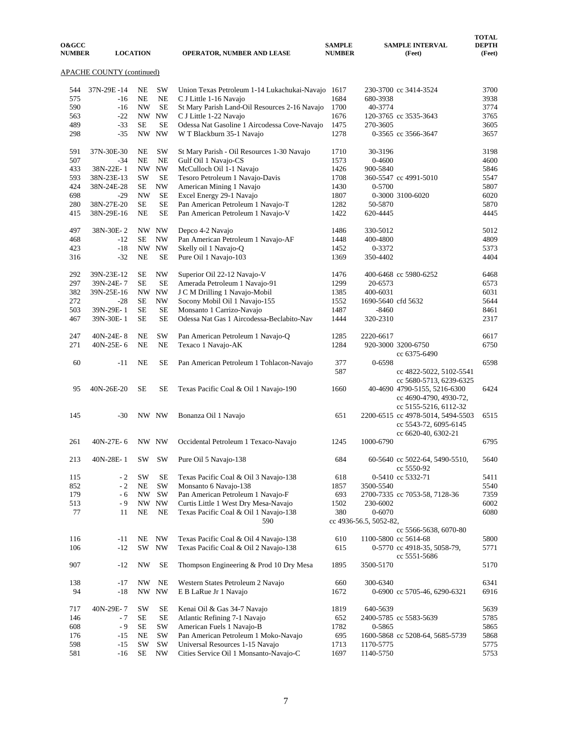| O&GCC NUMBER | LOCATION | | | OPERATOR, NUMBER AND LEASE | SAMPLE NUMBER | SAMPLE INTERVAL (Feet) | TOTAL DEPTH (Feet) |
|---|---|---|---|---|---|---|---|

APACHE COUNTY (continued)

| O&GCC NUMBER | LOCATION | | | OPERATOR, NUMBER AND LEASE | SAMPLE NUMBER | SAMPLE INTERVAL (Feet) | TOTAL DEPTH (Feet) |
|---|---|---|---|---|---|---|---|
| 544 | 37N-29E -14 | NE | SW | Union Texas Petroleum 1-14 Lukachukai-Navajo | 1617 | 230-3700 cc 3414-3524 | 3700 |
| 575 | -16 | NE | NE | C J Little 1-16 Navajo | 1684 | 680-3938 | 3938 |
| 590 | -16 | NW | SE | St Mary Parish Land-Oil Resources 2-16 Navajo | 1700 | 40-3774 | 3774 |
| 563 | -22 | NW | NW | C J Little 1-22 Navajo | 1676 | 120-3765 cc 3535-3643 | 3765 |
| 489 | -33 | SE | SE | Odessa Nat Gasoline 1 Aircodessa Cove-Navajo | 1475 | 270-3605 | 3605 |
| 298 | -35 | NW | NW | W T Blackburn 35-1 Navajo | 1278 | 0-3565 cc 3566-3647 | 3657 |
| 591 | 37N-30E-30 | NE | SW | St Mary Parish - Oil Resources 1-30 Navajo | 1710 | 30-3196 | 3198 |
| 507 | -34 | NE | NE | Gulf Oil 1 Navajo-CS | 1573 | 0-4600 | 4600 |
| 433 | 38N-22E- 1 | NW | NW | McCulloch Oil 1-1 Navajo | 1426 | 900-5840 | 5846 |
| 593 | 38N-23E-13 | SW | SE | Tesoro Petroleum 1 Navajo-Davis | 1708 | 360-5547 cc 4991-5010 | 5547 |
| 424 | 38N-24E-28 | SE | NW | American Mining 1 Navajo | 1430 | 0-5700 | 5807 |
| 698 | -29 | NW | SE | Excel Energy 29-1 Navajo | 1807 | 0-3000 3100-6020 | 6020 |
| 280 | 38N-27E-20 | SE | SE | Pan American Petroleum 1 Navajo-T | 1282 | 50-5870 | 5870 |
| 415 | 38N-29E-16 | NE | SE | Pan American Petroleum 1 Navajo-V | 1422 | 620-4445 | 4445 |
| 497 | 38N-30E- 2 | NW | NW | Depco 4-2 Navajo | 1486 | 330-5012 | 5012 |
| 468 | -12 | SE | NW | Pan American Petroleum 1 Navajo-AF | 1448 | 400-4800 | 4809 |
| 423 | -18 | NW | NW | Skelly oil 1 Navajo-Q | 1452 | 0-3372 | 5373 |
| 316 | -32 | NE | SE | Pure Oil 1 Navajo-103 | 1369 | 350-4402 | 4404 |
| 292 | 39N-23E-12 | SE | NW | Superior Oil 22-12 Navajo-V | 1476 | 400-6468 cc 5980-6252 | 6468 |
| 297 | 39N-24E- 7 | SE | SE | Amerada Petroleum 1 Navajo-91 | 1299 | 20-6573 | 6573 |
| 382 | 39N-25E-16 | NW | NW | J C M Drilling 1 Navajo-Mobil | 1385 | 400-6031 | 6031 |
| 272 | -28 | SE | NW | Socony Mobil Oil 1 Navajo-155 | 1552 | 1690-5640 cfd 5632 | 5644 |
| 503 | 39N-29E- 1 | SE | SE | Monsanto 1 Carrizo-Navajo | 1487 | -8460 | 8461 |
| 467 | 39N-30E- 1 | SE | SE | Odessa Nat Gas 1 Aircodessa-Beclabito-Nav | 1444 | 320-2310 | 2317 |
| 247 | 40N-24E- 8 | NE | SW | Pan American Petroleum 1 Navajo-Q | 1285 | 2220-6617 | 6617 |
| 271 | 40N-25E- 6 | NE | NE | Texaco 1 Navajo-AK | 1284 | 920-3000 3200-6750 cc 6375-6490 | 6750 |
| 60 | -11 | NE | SE | Pan American Petroleum 1 Tohlacon-Navajo | 377 | 0-6598 | 6598 |
| | | | | | 587 | cc 4822-5022, 5102-5541 cc 5680-5713, 6239-6325 | |
| 95 | 40N-26E-20 | SE | SE | Texas Pacific Coal & Oil 1 Navajo-190 | 1660 | 40-4690 4790-5155, 5216-6300 cc 4690-4790, 4930-72, cc 5155-5216, 6112-32 | 6424 |
| 145 | -30 | NW | NW | Bonanza Oil 1 Navajo | 651 | 2200-6515 cc 4978-5014, 5494-5503 cc 5543-72, 6095-6145 cc 6620-40, 6302-21 | 6515 |
| 261 | 40N-27E- 6 | NW | NW | Occidental Petroleum 1 Texaco-Navajo | 1245 | 1000-6790 | 6795 |
| 213 | 40N-28E- 1 | SW | SW | Pure Oil 5 Navajo-138 | 684 | 60-5640 cc 5022-64, 5490-5510, cc 5550-92 | 5640 |
| 115 | - 2 | SW | SE | Texas Pacific Coal & Oil 3 Navajo-138 | 618 | 0-5410 cc 5332-71 | 5411 |
| 852 | - 2 | NE | SW | Monsanto 6 Navajo-138 | 1857 | 3500-5540 | 5540 |
| 179 | - 6 | NW | SW | Pan American Petroleum 1 Navajo-F | 693 | 2700-7335 cc 7053-58, 7128-36 | 7359 |
| 513 | - 9 | NW | NW | Curtis Little 1 West Dry Mesa-Navajo | 1502 | 230-6002 | 6002 |
| 77 | 11 | NE | NE | Texas Pacific Coal & Oil 1 Navajo-138 | 380 | 0-6070 | 6080 |
| | | | | 590 | | cc 4936-56.5, 5052-82, cc 5566-5638, 6070-80 | |
| 116 | -11 | NE | NW | Texas Pacific Coal & Oil 4 Navajo-138 | 610 | 1100-5800 cc 5614-68 | 5800 |
| 106 | -12 | SW | NW | Texas Pacific Coal & Oil 2 Navajo-138 | 615 | 0-5770 cc 4918-35, 5058-79, cc 5551-5686 | 5771 |
| 907 | -12 | NW | SE | Thompson Engineering & Prod 10 Dry Mesa | 1895 | 3500-5170 | 5170 |
| 138 | -17 | NW | NE | Western States Petroleum 2 Navajo | 660 | 300-6340 | 6341 |
| 94 | -18 | NW | NW | E B LaRue Jr 1 Navajo | 1672 | 0-6900 cc 5705-46, 6290-6321 | 6916 |
| 717 | 40N-29E- 7 | SW | SE | Kenai Oil & Gas 34-7 Navajo | 1819 | 640-5639 | 5639 |
| 146 | - 7 | SE | SE | Atlantic Refining 7-1 Navajo | 652 | 2400-5785 cc 5583-5639 | 5785 |
| 608 | - 9 | SE | SW | American Fuels 1 Navajo-B | 1782 | 0-5865 | 5865 |
| 176 | -15 | NE | SW | Pan American Petroleum 1 Moko-Navajo | 695 | 1600-5868 cc 5208-64, 5685-5739 | 5868 |
| 598 | -15 | SW | SW | Universal Resources 1-15 Navajo | 1713 | 1170-5775 | 5775 |
| 581 | -16 | SE | NW | Cities Service Oil 1 Monsanto-Navajo-C | 1697 | 1140-5750 | 5753 |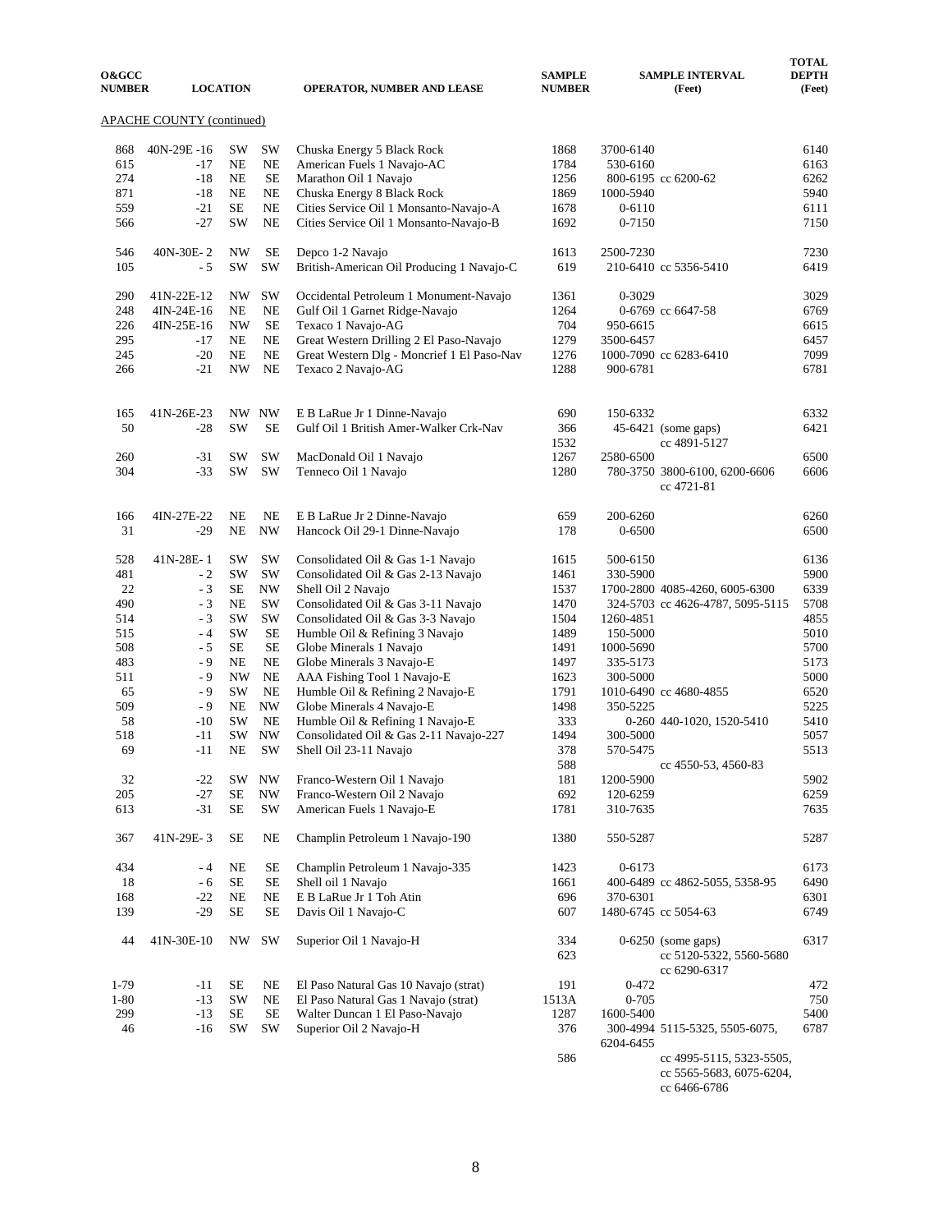| O&GCC NUMBER | LOCATION | | | OPERATOR, NUMBER AND LEASE | SAMPLE NUMBER | SAMPLE INTERVAL (Feet) | | TOTAL DEPTH (Feet) |
|---|---|---|---|---|---|---|---|---|
| APACHE COUNTY (continued) | | | | | | | | |
| 868 | 40N-29E -16 | SW | SW | Chuska Energy 5 Black Rock | 1868 | 3700-6140 | | 6140 |
| 615 | -17 | NE | NE | American Fuels 1 Navajo-AC | 1784 | 530-6160 | | 6163 |
| 274 | -18 | NE | SE | Marathon Oil 1 Navajo | 1256 | 800-6195 | cc 6200-62 | 6262 |
| 871 | -18 | NE | NE | Chuska Energy 8 Black Rock | 1869 | 1000-5940 | | 5940 |
| 559 | -21 | SE | NE | Cities Service Oil 1 Monsanto-Navajo-A | 1678 | 0-6110 | | 6111 |
| 566 | -27 | SW | NE | Cities Service Oil 1 Monsanto-Navajo-B | 1692 | 0-7150 | | 7150 |
| 546 | 40N-30E- 2 | NW | SE | Depco 1-2 Navajo | 1613 | 2500-7230 | | 7230 |
| 105 | - 5 | SW | SW | British-American Oil Producing 1 Navajo-C | 619 | 210-6410 | cc 5356-5410 | 6419 |
| 290 | 41N-22E-12 | NW | SW | Occidental Petroleum 1 Monument-Navajo | 1361 | 0-3029 | | 3029 |
| 248 | 4IN-24E-16 | NE | NE | Gulf Oil 1 Garnet Ridge-Navajo | 1264 | 0-6769 | cc 6647-58 | 6769 |
| 226 | 4IN-25E-16 | NW | SE | Texaco 1 Navajo-AG | 704 | 950-6615 | | 6615 |
| 295 | -17 | NE | NE | Great Western Drilling 2 El Paso-Navajo | 1279 | 3500-6457 | | 6457 |
| 245 | -20 | NE | NE | Great Western Dlg - Moncrief 1 El Paso-Nav | 1276 | 1000-7090 | cc 6283-6410 | 7099 |
| 266 | -21 | NW | NE | Texaco 2 Navajo-AG | 1288 | 900-6781 | | 6781 |
| 165 | 41N-26E-23 | NW | NW | E B LaRue Jr 1 Dinne-Navajo | 690 | 150-6332 | | 6332 |
| 50 | -28 | SW | SE | Gulf Oil 1 British Amer-Walker Crk-Nav | 366 | 45-6421 | (some gaps) | 6421 |
| | | | | | 1532 | | cc 4891-5127 | |
| 260 | -31 | SW | SW | MacDonald Oil 1 Navajo | 1267 | 2580-6500 | | 6500 |
| 304 | -33 | SW | SW | Tenneco Oil 1 Navajo | 1280 | 780-3750 | 3800-6100, 6200-6606 cc 4721-81 | 6606 |
| 166 | 4IN-27E-22 | NE | NE | E B LaRue Jr 2 Dinne-Navajo | 659 | 200-6260 | | 6260 |
| 31 | -29 | NE | NW | Hancock Oil 29-1 Dinne-Navajo | 178 | 0-6500 | | 6500 |
| 528 | 41N-28E- 1 | SW | SW | Consolidated Oil & Gas 1-1 Navajo | 1615 | 500-6150 | | 6136 |
| 481 | - 2 | SW | SW | Consolidated Oil & Gas 2-13 Navajo | 1461 | 330-5900 | | 5900 |
| 22 | - 3 | SE | NW | Shell Oil 2 Navajo | 1537 | 1700-2800 | 4085-4260, 6005-6300 | 6339 |
| 490 | - 3 | NE | SW | Consolidated Oil & Gas 3-11 Navajo | 1470 | 324-5703 | cc 4626-4787, 5095-5115 | 5708 |
| 514 | - 3 | SW | SW | Consolidated Oil & Gas 3-3 Navajo | 1504 | 1260-4851 | | 4855 |
| 515 | - 4 | SW | SE | Humble Oil & Refining 3 Navajo | 1489 | 150-5000 | | 5010 |
| 508 | - 5 | SE | SE | Globe Minerals 1 Navajo | 1491 | 1000-5690 | | 5700 |
| 483 | - 9 | NE | NE | Globe Minerals 3 Navajo-E | 1497 | 335-5173 | | 5173 |
| 511 | - 9 | NW | NE | AAA Fishing Tool 1 Navajo-E | 1623 | 300-5000 | | 5000 |
| 65 | - 9 | SW | NE | Humble Oil & Refining 2 Navajo-E | 1791 | 1010-6490 | cc 4680-4855 | 6520 |
| 509 | - 9 | NE | NW | Globe Minerals 4 Navajo-E | 1498 | 350-5225 | | 5225 |
| 58 | -10 | SW | NE | Humble Oil & Refining 1 Navajo-E | 333 | 0-260 | 440-1020, 1520-5410 | 5410 |
| 518 | -11 | SW | NW | Consolidated Oil & Gas 2-11 Navajo-227 | 1494 | 300-5000 | | 5057 |
| 69 | -11 | NE | SW | Shell Oil 23-11 Navajo | 378 | 570-5475 | | 5513 |
| | | | | | 588 | | cc 4550-53, 4560-83 | |
| 32 | -22 | SW | NW | Franco-Western Oil 1 Navajo | 181 | 1200-5900 | | 5902 |
| 205 | -27 | SE | NW | Franco-Western Oil 2 Navajo | 692 | 120-6259 | | 6259 |
| 613 | -31 | SE | SW | American Fuels 1 Navajo-E | 1781 | 310-7635 | | 7635 |
| 367 | 41N-29E- 3 | SE | NE | Champlin Petroleum 1 Navajo-190 | 1380 | 550-5287 | | 5287 |
| 434 | - 4 | NE | SE | Champlin Petroleum 1 Navajo-335 | 1423 | 0-6173 | | 6173 |
| 18 | - 6 | SE | SE | Shell oil 1 Navajo | 1661 | 400-6489 | cc 4862-5055, 5358-95 | 6490 |
| 168 | -22 | NE | NE | E B LaRue Jr 1 Toh Atin | 696 | 370-6301 | | 6301 |
| 139 | -29 | SE | SE | Davis Oil 1 Navajo-C | 607 | 1480-6745 | cc 5054-63 | 6749 |
| 44 | 41N-30E-10 | NW | SW | Superior Oil 1 Navajo-H | 334 | 0-6250 | (some gaps) | 6317 |
| | | | | | 623 | | cc 5120-5322, 5560-5680 cc 6290-6317 | |
| 1-79 | -11 | SE | NE | El Paso Natural Gas 10 Navajo (strat) | 191 | 0-472 | | 472 |
| 1-80 | -13 | SW | NE | El Paso Natural Gas 1 Navajo (strat) | 1513A | 0-705 | | 750 |
| 299 | -13 | SE | SE | Walter Duncan 1 El Paso-Navajo | 1287 | 1600-5400 | | 5400 |
| 46 | -16 | SW | SW | Superior Oil 2 Navajo-H | 376 | 300-4994 | 5115-5325, 5505-6075, 6204-6455 | 6787 |
| | | | | | 586 | | cc 4995-5115, 5323-5505, cc 5565-5683, 6075-6204, cc 6466-6786 | |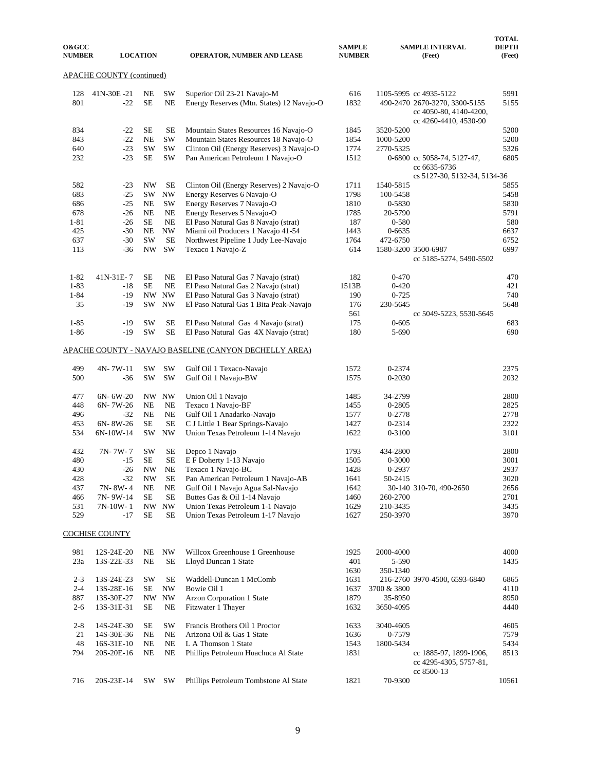| O&GCC NUMBER | LOCATION | | | OPERATOR, NUMBER AND LEASE | SAMPLE NUMBER | SAMPLE INTERVAL (Feet) | | TOTAL DEPTH (Feet) |
|---|---|---|---|---|---|---|---|---|
| **APACHE COUNTY (continued)** | | | | | | | | |
| 128 | 41N-30E -21 | NE | SW | Superior Oil 23-21 Navajo-M | 616 | 1105-5995 | cc 4935-5122 | 5991 |
| 801 | -22 | SE | NE | Energy Reserves (Mtn. States) 12 Navajo-O | 1832 | 490-2470 | 2670-3270, 3300-5155 cc 4050-80, 4140-4200, cc 4260-4410, 4530-90 | 5155 |
| 834 | -22 | SE | SE | Mountain States Resources 16 Navajo-O | 1845 | 3520-5200 | | 5200 |
| 843 | -22 | NE | SW | Mountain States Resources 18 Navajo-O | 1854 | 1000-5200 | | 5200 |
| 640 | -23 | SW | SW | Clinton Oil (Energy Reserves) 3 Navajo-O | 1774 | 2770-5325 | | 5326 |
| 232 | -23 | SE | SW | Pan American Petroleum 1 Navajo-O | 1512 | 0-6800 | cc 5058-74, 5127-47, cc 6635-6736 cs 5127-30, 5132-34, 5134-36 | 6805 |
| 582 | -23 | NW | SE | Clinton Oil (Energy Reserves) 2 Navajo-O | 1711 | 1540-5815 | | 5855 |
| 683 | -25 | SW | NW | Energy Reserves 6 Navajo-O | 1798 | 100-5458 | | 5458 |
| 686 | -25 | NE | SW | Energy Reserves 7 Navajo-O | 1810 | 0-5830 | | 5830 |
| 678 | -26 | NE | NE | Energy Reserves 5 Navajo-O | 1785 | 20-5790 | | 5791 |
| 1-81 | -26 | SE | NE | El Paso Natural Gas 8 Navajo (strat) | 187 | 0-580 | | 580 |
| 425 | -30 | NE | NW | Miami oil Producers 1 Navajo 41-54 | 1443 | 0-6635 | | 6637 |
| 637 | -30 | SW | SE | Northwest Pipeline 1 Judy Lee-Navajo | 1764 | 472-6750 | | 6752 |
| 113 | -36 | NW | SW | Texaco 1 Navajo-Z | 614 | 1580-3200 | 3500-6987 cc 5185-5274, 5490-5502 | 6997 |
| 1-82 | 41N-31E- 7 | SE | NE | El Paso Natural Gas 7 Navajo (strat) | 182 | 0-470 | | 470 |
| 1-83 | -18 | SE | NE | El Paso Natural Gas 2 Navajo (strat) | 1513B | 0-420 | | 421 |
| 1-84 | -19 | NW | NW | El Paso Natural Gas 3 Navajo (strat) | 190 | 0-725 | | 740 |
| 35 | -19 | SW | NW | El Paso Natural Gas 1 Bita Peak-Navajo | 176 | 230-5645 | | 5648 |
| | | | | | 561 | | cc 5049-5223, 5530-5645 | |
| 1-85 | -19 | SW | SE | El Paso Natural Gas 4 Navajo (strat) | 175 | 0-605 | | 683 |
| 1-86 | -19 | SW | SE | El Paso Natural Gas 4X Navajo (strat) | 180 | 5-690 | | 690 |
| **APACHE COUNTY - NAVAJO BASELINE (CANYON DECHELLY AREA)** | | | | | | | | |
| 499 | 4N- 7W-11 | SW | SW | Gulf Oil 1 Texaco-Navajo | 1572 | 0-2374 | | 2375 |
| 500 | -36 | SW | SW | Gulf Oil 1 Navajo-BW | 1575 | 0-2030 | | 2032 |
| 477 | 6N- 6W-20 | NW | NW | Union Oil 1 Navajo | 1485 | 34-2799 | | 2800 |
| 448 | 6N- 7W-26 | NE | NE | Texaco 1 Navajo-BF | 1455 | 0-2805 | | 2825 |
| 496 | -32 | NE | NE | Gulf Oil 1 Anadarko-Navajo | 1577 | 0-2778 | | 2778 |
| 453 | 6N- 8W-26 | SE | SE | C J Little 1 Bear Springs-Navajo | 1427 | 0-2314 | | 2322 |
| 534 | 6N-10W-14 | SW | NW | Union Texas Petroleum 1-14 Navajo | 1622 | 0-3100 | | 3101 |
| 432 | 7N- 7W- 7 | SW | SE | Depco 1 Navajo | 1793 | 434-2800 | | 2800 |
| 480 | -15 | SE | SE | E F Doherty 1-13 Navajo | 1505 | 0-3000 | | 3001 |
| 430 | -26 | NW | NE | Texaco 1 Navajo-BC | 1428 | 0-2937 | | 2937 |
| 428 | -32 | NW | SE | Pan American Petroleum 1 Navajo-AB | 1641 | 50-2415 | | 3020 |
| 437 | 7N- 8W- 4 | NE | NE | Gulf Oil 1 Navajo Agua Sal-Navajo | 1642 | 30-140 | 310-70, 490-2650 | 2656 |
| 466 | 7N- 9W-14 | SE | SE | Buttes Gas & Oil 1-14 Navajo | 1460 | 260-2700 | | 2701 |
| 531 | 7N-10W- 1 | NW | NW | Union Texas Petroleum 1-1 Navajo | 1629 | 210-3435 | | 3435 |
| 529 | -17 | SE | SE | Union Texas Petroleum 1-17 Navajo | 1627 | 250-3970 | | 3970 |
| **COCHISE COUNTY** | | | | | | | | |
| 981 | 12S-24E-20 | NE | NW | Willcox Greenhouse 1 Greenhouse | 1925 | 2000-4000 | | 4000 |
| 23a | 13S-22E-33 | NE | SE | Lloyd Duncan 1 State | 401 | 5-590 | | 1435 |
| | | | | | 1630 | 350-1340 | | |
| 2-3 | 13S-24E-23 | SW | SE | Waddell-Duncan 1 McComb | 1631 | 216-2760 | 3970-4500, 6593-6840 | 6865 |
| 2-4 | 13S-28E-16 | SE | NW | Bowie Oil 1 | 1637 | 3700 & 3800 | | 4110 |
| 887 | 13S-30E-27 | NW | NW | Arzon Corporation 1 State | 1879 | 35-8950 | | 8950 |
| 2-6 | 13S-31E-31 | SE | NE | Fitzwater 1 Thayer | 1632 | 3650-4095 | | 4440 |
| 2-8 | 14S-24E-30 | SE | SW | Francis Brothers Oil 1 Proctor | 1633 | 3040-4605 | | 4605 |
| 21 | 14S-30E-36 | NE | NE | Arizona Oil & Gas 1 State | 1636 | 0-7579 | | 7579 |
| 48 | 16S-31E-10 | NE | NE | L A Thomson 1 State | 1543 | 1800-5434 | | 5434 |
| 794 | 20S-20E-16 | NE | NE | Phillips Petroleum Huachuca Al State | 1831 | | cc 1885-97, 1899-1906, cc 4295-4305, 5757-81, cc 8500-13 | 8513 |
| 716 | 20S-23E-14 | SW | SW | Phillips Petroleum Tombstone Al State | 1821 | 70-9300 | | 10561 |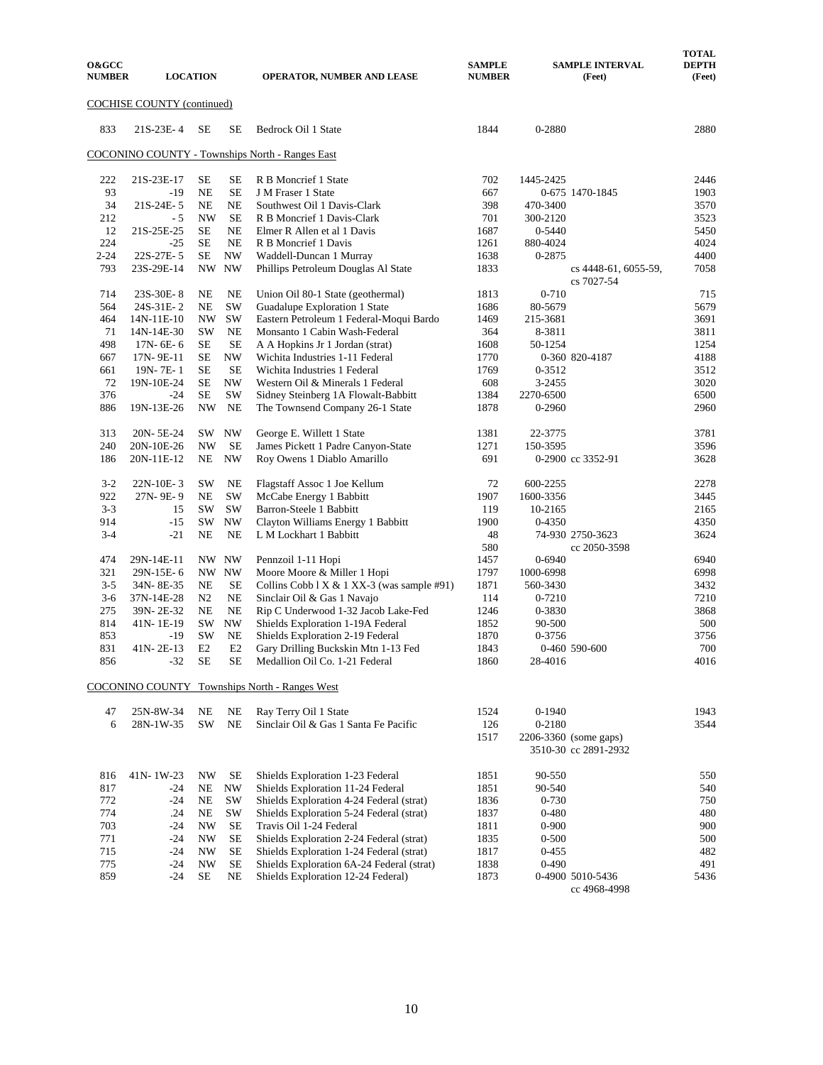| O&GCC NUMBER | LOCATION | | | OPERATOR, NUMBER AND LEASE | SAMPLE NUMBER | SAMPLE INTERVAL (Feet) | TOTAL DEPTH (Feet) |
|---|---|---|---|---|---|---|---|
| COCHISE COUNTY (continued) | | | | | | | |
| 833 | 21S-23E- 4 | SE | SE | Bedrock Oil 1 State | 1844 | 0-2880 | 2880 |
| COCONINO COUNTY - Townships North - Ranges East | | | | | | | |
| 222 | 21S-23E-17 | SE | SE | R B Moncrief 1 State | 702 | 1445-2425 | 2446 |
| 93 | -19 | NE | SE | J M Fraser 1 State | 667 | 0-675 1470-1845 | 1903 |
| 34 | 21S-24E- 5 | NE | NE | Southwest Oil 1 Davis-Clark | 398 | 470-3400 | 3570 |
| 212 | - 5 | NW | SE | R B Moncrief 1 Davis-Clark | 701 | 300-2120 | 3523 |
| 12 | 21S-25E-25 | SE | NE | Elmer R Allen et al 1 Davis | 1687 | 0-5440 | 5450 |
| 224 | -25 | SE | NE | R B Moncrief 1 Davis | 1261 | 880-4024 | 4024 |
| 2-24 | 22S-27E- 5 | SE | NW | Waddell-Duncan 1 Murray | 1638 | 0-2875 | 4400 |
| 793 | 23S-29E-14 | NW | NW | Phillips Petroleum Douglas Al State | 1833 | cs 4448-61, 6055-59, cs 7027-54 | 7058 |
| 714 | 23S-30E- 8 | NE | NE | Union Oil 80-1 State (geothermal) | 1813 | 0-710 | 715 |
| 564 | 24S-31E- 2 | NE | SW | Guadalupe Exploration 1 State | 1686 | 80-5679 | 5679 |
| 464 | 14N-11E-10 | NW | SW | Eastern Petroleum 1 Federal-Moqui Bardo | 1469 | 215-3681 | 3691 |
| 71 | 14N-14E-30 | SW | NE | Monsanto 1 Cabin Wash-Federal | 364 | 8-3811 | 3811 |
| 498 | 17N- 6E- 6 | SE | SE | A A Hopkins Jr 1 Jordan (strat) | 1608 | 50-1254 | 1254 |
| 667 | 17N- 9E-11 | SE | NW | Wichita Industries 1-11 Federal | 1770 | 0-360 820-4187 | 4188 |
| 661 | 19N- 7E- 1 | SE | SE | Wichita Industries 1 Federal | 1769 | 0-3512 | 3512 |
| 72 | 19N-10E-24 | SE | NW | Western Oil & Minerals 1 Federal | 608 | 3-2455 | 3020 |
| 376 | -24 | SE | SW | Sidney Steinberg 1A Flowalt-Babbitt | 1384 | 2270-6500 | 6500 |
| 886 | 19N-13E-26 | NW | NE | The Townsend Company 26-1 State | 1878 | 0-2960 | 2960 |
| 313 | 20N- 5E-24 | SW | NW | George E. Willett 1 State | 1381 | 22-3775 | 3781 |
| 240 | 20N-10E-26 | NW | SE | James Pickett 1 Padre Canyon-State | 1271 | 150-3595 | 3596 |
| 186 | 20N-11E-12 | NE | NW | Roy Owens 1 Diablo Amarillo | 691 | 0-2900 cc 3352-91 | 3628 |
| 3-2 | 22N-10E- 3 | SW | NE | Flagstaff Assoc 1 Joe Kellum | 72 | 600-2255 | 2278 |
| 922 | 27N- 9E- 9 | NE | SW | McCabe Energy 1 Babbitt | 1907 | 1600-3356 | 3445 |
| 3-3 | 15 | SW | SW | Barron-Steele 1 Babbitt | 119 | 10-2165 | 2165 |
| 914 | -15 | SW | NW | Clayton Williams Energy 1 Babbitt | 1900 | 0-4350 | 4350 |
| 3-4 | -21 | NE | NE | L M Lockhart 1 Babbitt | 48<br>580 | 74-930 2750-3623<br>cc 2050-3598 | 3624 |
| 474 | 29N-14E-11 | NW | NW | Pennzoil 1-11 Hopi | 1457 | 0-6940 | 6940 |
| 321 | 29N-15E- 6 | NW | NW | Moore Moore & Miller 1 Hopi | 1797 | 1000-6998 | 6998 |
| 3-5 | 34N- 8E-35 | NE | SE | Collins Cobb l X & 1 XX-3 (was sample #91) | 1871 | 560-3430 | 3432 |
| 3-6 | 37N-14E-28 | N2 | NE | Sinclair Oil & Gas 1 Navajo | 114 | 0-7210 | 7210 |
| 275 | 39N- 2E-32 | NE | NE | Rip C Underwood 1-32 Jacob Lake-Fed | 1246 | 0-3830 | 3868 |
| 814 | 41N- 1E-19 | SW | NW | Shields Exploration 1-19A Federal | 1852 | 90-500 | 500 |
| 853 | -19 | SW | NE | Shields Exploration 2-19 Federal | 1870 | 0-3756 | 3756 |
| 831 | 41N- 2E-13 | E2 | E2 | Gary Drilling Buckskin Mtn 1-13 Fed | 1843 | 0-460 590-600 | 700 |
| 856 | -32 | SE | SE | Medallion Oil Co. 1-21 Federal | 1860 | 28-4016 | 4016 |
| COCONINO COUNTY Townships North - Ranges West | | | | | | | |
| 47 | 25N-8W-34 | NE | NE | Ray Terry Oil 1 State | 1524 | 0-1940 | 1943 |
| 6 | 28N-1W-35 | SW | NE | Sinclair Oil & Gas 1 Santa Fe Pacific | 126<br>1517 | 0-2180<br>2206-3360 (some gaps)<br>3510-30 cc 2891-2932 | 3544 |
| 816 | 41N- 1W-23 | NW | SE | Shields Exploration 1-23 Federal | 1851 | 90-550 | 550 |
| 817 | -24 | NE | NW | Shields Exploration 11-24 Federal | 1851 | 90-540 | 540 |
| 772 | -24 | NE | SW | Shields Exploration 4-24 Federal (strat) | 1836 | 0-730 | 750 |
| 774 | .24 | NE | SW | Shields Exploration 5-24 Federal (strat) | 1837 | 0-480 | 480 |
| 703 | -24 | NW | SE | Travis Oil 1-24 Federal | 1811 | 0-900 | 900 |
| 771 | -24 | NW | SE | Shields Exploration 2-24 Federal (strat) | 1835 | 0-500 | 500 |
| 715 | -24 | NW | SE | Shields Exploration 1-24 Federal (strat) | 1817 | 0-455 | 482 |
| 775 | -24 | NW | SE | Shields Exploration 6A-24 Federal (strat) | 1838 | 0-490 | 491 |
| 859 | -24 | SE | NE | Shields Exploration 12-24 Federal) | 1873 | 0-4900 5010-5436<br>cc 4968-4998 | 5436 |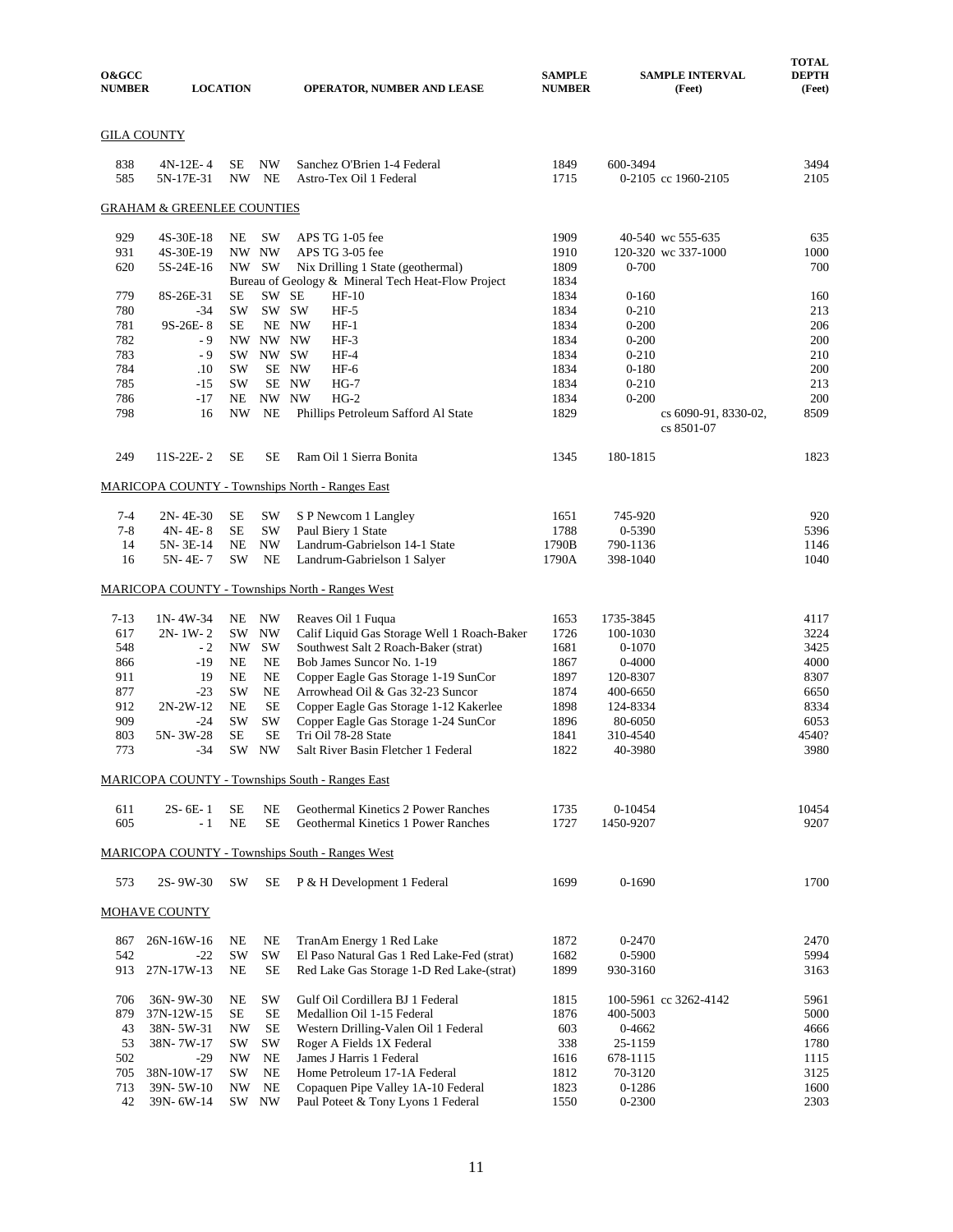| O&GCC NUMBER | LOCATION | | | | OPERATOR, NUMBER AND LEASE | SAMPLE NUMBER | SAMPLE INTERVAL (Feet) | | TOTAL DEPTH (Feet) |
|---|---|---|---|---|---|---|---|---|---|
| **GILA COUNTY** | | | | | | | | | |
| 838 | 4N-12E- 4 | SE | NW | | Sanchez O'Brien 1-4 Federal | 1849 | 600-3494 | | 3494 |
| 585 | 5N-17E-31 | NW | NE | | Astro-Tex Oil 1 Federal | 1715 | 0-2105 | cc 1960-2105 | 2105 |
| **GRAHAM & GREENLEE COUNTIES** | | | | | | | | | |
| 929 | 4S-30E-18 | NE | SW | | APS TG 1-05 fee | 1909 | 40-540 | wc 555-635 | 635 |
| 931 | 4S-30E-19 | NW | NW | | APS TG 3-05 fee | 1910 | 120-320 | wc 337-1000 | 1000 |
| 620 | 5S-24E-16 | NW | SW | | Nix Drilling 1 State (geothermal) | 1809 | 0-700 | | 700 |
| | | | | | Bureau of Geology & Mineral Tech Heat-Flow Project | 1834 | | | |
| 779 | 8S-26E-31 | SE | SW | SE | HF-10 | 1834 | 0-160 | | 160 |
| 780 | -34 | SW | SW | SW | HF-5 | 1834 | 0-210 | | 213 |
| 781 | 9S-26E- 8 | SE | NE | NW | HF-1 | 1834 | 0-200 | | 206 |
| 782 | - 9 | NW | NW | NW | HF-3 | 1834 | 0-200 | | 200 |
| 783 | - 9 | SW | NW | SW | HF-4 | 1834 | 0-210 | | 210 |
| 784 | .10 | SW | SE | NW | HF-6 | 1834 | 0-180 | | 200 |
| 785 | -15 | SW | SE | NW | HG-7 | 1834 | 0-210 | | 213 |
| 786 | -17 | NE | NW | NW | HG-2 | 1834 | 0-200 | | 200 |
| 798 | 16 | NW | NE | | Phillips Petroleum Safford Al State | 1829 | | cs 6090-91, 8330-02, cs 8501-07 | 8509 |
| 249 | 11S-22E- 2 | SE | SE | | Ram Oil 1 Sierra Bonita | 1345 | 180-1815 | | 1823 |
| **MARICOPA COUNTY - Townships North - Ranges East** | | | | | | | | | |
| 7-4 | 2N- 4E-30 | SE | SW | | S P Newcom 1 Langley | 1651 | 745-920 | | 920 |
| 7-8 | 4N- 4E- 8 | SE | SW | | Paul Biery 1 State | 1788 | 0-5390 | | 5396 |
| 14 | 5N- 3E-14 | NE | NW | | Landrum-Gabrielson 14-1 State | 1790B | 790-1136 | | 1146 |
| 16 | 5N- 4E- 7 | SW | NE | | Landrum-Gabrielson 1 Salyer | 1790A | 398-1040 | | 1040 |
| **MARICOPA COUNTY - Townships North - Ranges West** | | | | | | | | | |
| 7-13 | 1N- 4W-34 | NE | NW | | Reaves Oil 1 Fuqua | 1653 | 1735-3845 | | 4117 |
| 617 | 2N- 1W- 2 | SW | NW | | Calif Liquid Gas Storage Well 1 Roach-Baker | 1726 | 100-1030 | | 3224 |
| 548 | - 2 | NW | SW | | Southwest Salt 2 Roach-Baker (strat) | 1681 | 0-1070 | | 3425 |
| 866 | -19 | NE | NE | | Bob James Suncor No. 1-19 | 1867 | 0-4000 | | 4000 |
| 911 | 19 | NE | NE | | Copper Eagle Gas Storage 1-19 SunCor | 1897 | 120-8307 | | 8307 |
| 877 | -23 | SW | NE | | Arrowhead Oil & Gas 32-23 Suncor | 1874 | 400-6650 | | 6650 |
| 912 | 2N-2W-12 | NE | SE | | Copper Eagle Gas Storage 1-12 Kakerlee | 1898 | 124-8334 | | 8334 |
| 909 | -24 | SW | SW | | Copper Eagle Gas Storage 1-24 SunCor | 1896 | 80-6050 | | 6053 |
| 803 | 5N- 3W-28 | SE | SE | | Tri Oil 78-28 State | 1841 | 310-4540 | | 4540? |
| 773 | -34 | SW | NW | | Salt River Basin Fletcher 1 Federal | 1822 | 40-3980 | | 3980 |
| **MARICOPA COUNTY - Townships South - Ranges East** | | | | | | | | | |
| 611 | 2S- 6E- 1 | SE | NE | | Geothermal Kinetics 2 Power Ranches | 1735 | 0-10454 | | 10454 |
| 605 | - 1 | NE | SE | | Geothermal Kinetics 1 Power Ranches | 1727 | 1450-9207 | | 9207 |
| **MARICOPA COUNTY - Townships South - Ranges West** | | | | | | | | | |
| 573 | 2S- 9W-30 | SW | SE | | P & H Development 1 Federal | 1699 | 0-1690 | | 1700 |
| **MOHAVE COUNTY** | | | | | | | | | |
| 867 | 26N-16W-16 | NE | NE | | TranAm Energy 1 Red Lake | 1872 | 0-2470 | | 2470 |
| 542 | -22 | SW | SW | | El Paso Natural Gas 1 Red Lake-Fed (strat) | 1682 | 0-5900 | | 5994 |
| 913 | 27N-17W-13 | NE | SE | | Red Lake Gas Storage 1-D Red Lake-(strat) | 1899 | 930-3160 | | 3163 |
| 706 | 36N- 9W-30 | NE | SW | | Gulf Oil Cordillera BJ 1 Federal | 1815 | 100-5961 | cc 3262-4142 | 5961 |
| 879 | 37N-12W-15 | SE | SE | | Medallion Oil 1-15 Federal | 1876 | 400-5003 | | 5000 |
| 43 | 38N- 5W-31 | NW | SE | | Western Drilling-Valen Oil 1 Federal | 603 | 0-4662 | | 4666 |
| 53 | 38N- 7W-17 | SW | SW | | Roger A Fields 1X Federal | 338 | 25-1159 | | 1780 |
| 502 | -29 | NW | NE | | James J Harris 1 Federal | 1616 | 678-1115 | | 1115 |
| 705 | 38N-10W-17 | SW | NE | | Home Petroleum 17-1A Federal | 1812 | 70-3120 | | 3125 |
| 713 | 39N- 5W-10 | NW | NE | | Copaquen Pipe Valley 1A-10 Federal | 1823 | 0-1286 | | 1600 |
| 42 | 39N- 6W-14 | SW | NW | | Paul Poteet & Tony Lyons 1 Federal | 1550 | 0-2300 | | 2303 |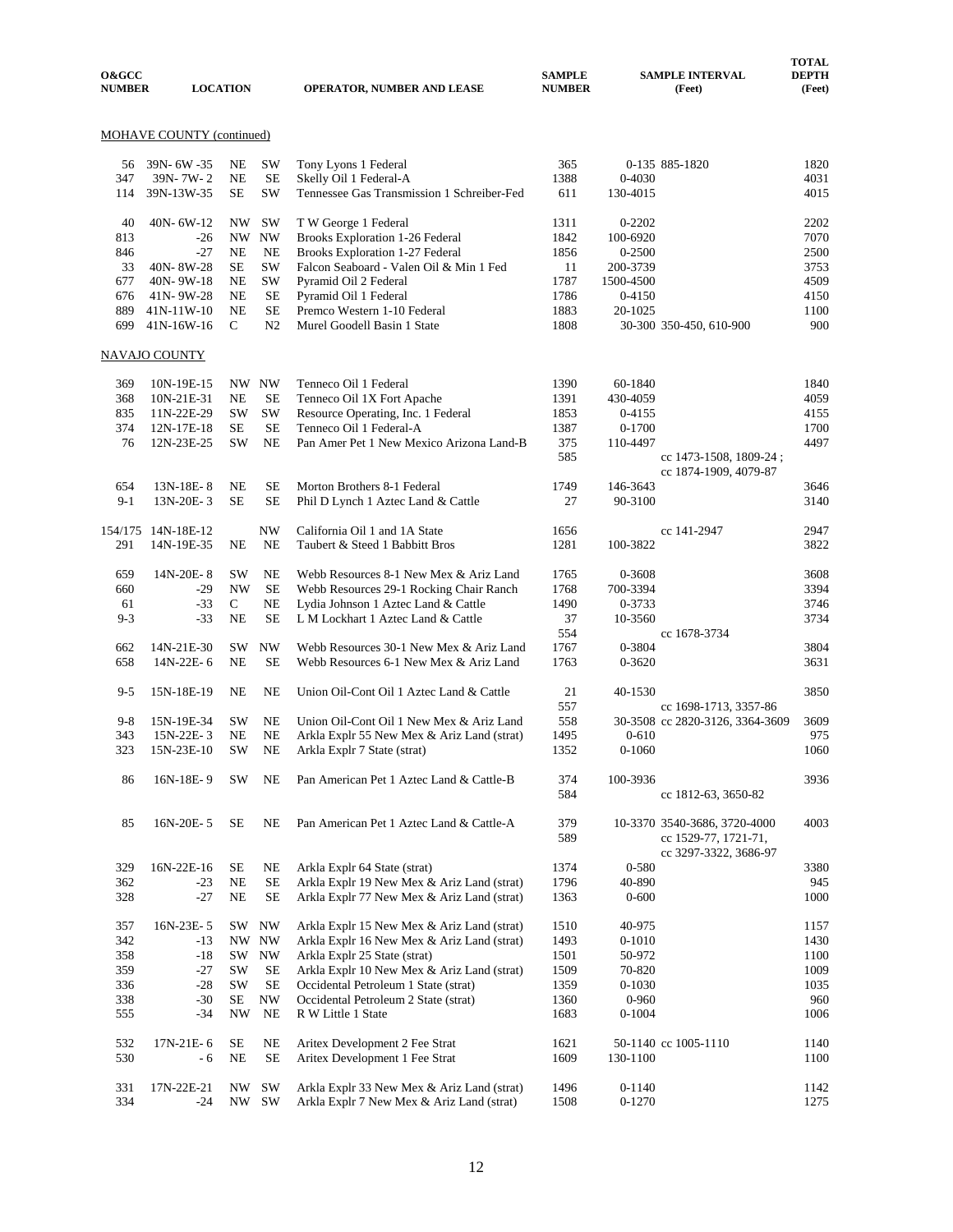| O&GCC NUMBER | LOCATION | | | OPERATOR, NUMBER AND LEASE | SAMPLE NUMBER | SAMPLE INTERVAL (Feet) | | TOTAL DEPTH (Feet) |
|---|---|---|---|---|---|---|---|---|
| **MOHAVE COUNTY (continued)** | | | | | | | | |
| 56 | 39N- 6W -35 | NE | SW | Tony Lyons 1 Federal | 365 | 0-135 | 885-1820 | 1820 |
| 347 | 39N- 7W- 2 | NE | SE | Skelly Oil 1 Federal-A | 1388 | 0-4030 | | 4031 |
| 114 | 39N-13W-35 | SE | SW | Tennessee Gas Transmission 1 Schreiber-Fed | 611 | 130-4015 | | 4015 |
| 40 | 40N- 6W-12 | NW | SW | T W George 1 Federal | 1311 | 0-2202 | | 2202 |
| 813 | -26 | NW | NW | Brooks Exploration 1-26 Federal | 1842 | 100-6920 | | 7070 |
| 846 | -27 | NE | NE | Brooks Exploration 1-27 Federal | 1856 | 0-2500 | | 2500 |
| 33 | 40N- 8W-28 | SE | SW | Falcon Seaboard - Valen Oil & Min 1 Fed | 11 | 200-3739 | | 3753 |
| 677 | 40N- 9W-18 | NE | SW | Pyramid Oil 2 Federal | 1787 | 1500-4500 | | 4509 |
| 676 | 41N- 9W-28 | NE | SE | Pyramid Oil 1 Federal | 1786 | 0-4150 | | 4150 |
| 889 | 41N-11W-10 | NE | SE | Premco Western 1-10 Federal | 1883 | 20-1025 | | 1100 |
| 699 | 41N-16W-16 | C | N2 | Murel Goodell Basin 1 State | 1808 | 30-300 | 350-450, 610-900 | 900 |
| **NAVAJO COUNTY** | | | | | | | | |
| 369 | 10N-19E-15 | NW | NW | Tenneco Oil 1 Federal | 1390 | 60-1840 | | 1840 |
| 368 | 10N-21E-31 | NE | SE | Tenneco Oil 1X Fort Apache | 1391 | 430-4059 | | 4059 |
| 835 | 11N-22E-29 | SW | SW | Resource Operating, Inc. 1 Federal | 1853 | 0-4155 | | 4155 |
| 374 | 12N-17E-18 | SE | SE | Tenneco Oil 1 Federal-A | 1387 | 0-1700 | | 1700 |
| 76 | 12N-23E-25 | SW | NE | Pan Amer Pet 1 New Mexico Arizona Land-B | 375 | 110-4497 | | 4497 |
| | | | | | 585 | | cc 1473-1508, 1809-24 ; cc 1874-1909, 4079-87 | |
| 654 | 13N-18E- 8 | NE | SE | Morton Brothers 8-1 Federal | 1749 | 146-3643 | | 3646 |
| 9-1 | 13N-20E- 3 | SE | SE | Phil D Lynch 1 Aztec Land & Cattle | 27 | 90-3100 | | 3140 |
| 154/175 | 14N-18E-12 | | NW | California Oil 1 and 1A State | 1656 | | cc 141-2947 | 2947 |
| 291 | 14N-19E-35 | NE | NE | Taubert & Steed 1 Babbitt Bros | 1281 | 100-3822 | | 3822 |
| 659 | 14N-20E- 8 | SW | NE | Webb Resources 8-1 New Mex & Ariz Land | 1765 | 0-3608 | | 3608 |
| 660 | -29 | NW | SE | Webb Resources 29-1 Rocking Chair Ranch | 1768 | 700-3394 | | 3394 |
| 61 | -33 | C | NE | Lydia Johnson 1 Aztec Land & Cattle | 1490 | 0-3733 | | 3746 |
| 9-3 | -33 | NE | SE | L M Lockhart 1 Aztec Land & Cattle | 37 | 10-3560 | | 3734 |
| | | | | | 554 | | cc 1678-3734 | |
| 662 | 14N-21E-30 | SW | NW | Webb Resources 30-1 New Mex & Ariz Land | 1767 | 0-3804 | | 3804 |
| 658 | 14N-22E- 6 | NE | SE | Webb Resources 6-1 New Mex & Ariz Land | 1763 | 0-3620 | | 3631 |
| 9-5 | 15N-18E-19 | NE | NE | Union Oil-Cont Oil 1 Aztec Land & Cattle | 21 | 40-1530 | | 3850 |
| | | | | | 557 | | cc 1698-1713, 3357-86 | |
| 9-8 | 15N-19E-34 | SW | NE | Union Oil-Cont Oil 1 New Mex & Ariz Land | 558 | 30-3508 | cc 2820-3126, 3364-3609 | 3609 |
| 343 | 15N-22E- 3 | NE | NE | Arkla Explr 55 New Mex & Ariz Land (strat) | 1495 | 0-610 | | 975 |
| 323 | 15N-23E-10 | SW | NE | Arkla Explr 7 State (strat) | 1352 | 0-1060 | | 1060 |
| 86 | 16N-18E- 9 | SW | NE | Pan American Pet 1 Aztec Land & Cattle-B | 374 | 100-3936 | | 3936 |
| | | | | | 584 | | cc 1812-63, 3650-82 | |
| 85 | 16N-20E- 5 | SE | NE | Pan American Pet 1 Aztec Land & Cattle-A | 379 | 10-3370 | 3540-3686, 3720-4000 | 4003 |
| | | | | | 589 | | cc 1529-77, 1721-71, cc 3297-3322, 3686-97 | |
| 329 | 16N-22E-16 | SE | NE | Arkla Explr 64 State (strat) | 1374 | 0-580 | | 3380 |
| 362 | -23 | NE | SE | Arkla Explr 19 New Mex & Ariz Land (strat) | 1796 | 40-890 | | 945 |
| 328 | -27 | NE | SE | Arkla Explr 77 New Mex & Ariz Land (strat) | 1363 | 0-600 | | 1000 |
| 357 | 16N-23E- 5 | SW | NW | Arkla Explr 15 New Mex & Ariz Land (strat) | 1510 | 40-975 | | 1157 |
| 342 | -13 | NW | NW | Arkla Explr 16 New Mex & Ariz Land (strat) | 1493 | 0-1010 | | 1430 |
| 358 | -18 | SW | NW | Arkla Explr 25 State (strat) | 1501 | 50-972 | | 1100 |
| 359 | -27 | SW | SE | Arkla Explr 10 New Mex & Ariz Land (strat) | 1509 | 70-820 | | 1009 |
| 336 | -28 | SW | SE | Occidental Petroleum 1 State (strat) | 1359 | 0-1030 | | 1035 |
| 338 | -30 | SE | NW | Occidental Petroleum 2 State (strat) | 1360 | 0-960 | | 960 |
| 555 | -34 | NW | NE | R W Little 1 State | 1683 | 0-1004 | | 1006 |
| 532 | 17N-21E- 6 | SE | NE | Aritex Development 2 Fee Strat | 1621 | 50-1140 | cc 1005-1110 | 1140 |
| 530 | - 6 | NE | SE | Aritex Development 1 Fee Strat | 1609 | 130-1100 | | 1100 |
| 331 | 17N-22E-21 | NW | SW | Arkla Explr 33 New Mex & Ariz Land (strat) | 1496 | 0-1140 | | 1142 |
| 334 | -24 | NW | SW | Arkla Explr 7 New Mex & Ariz Land (strat) | 1508 | 0-1270 | | 1275 |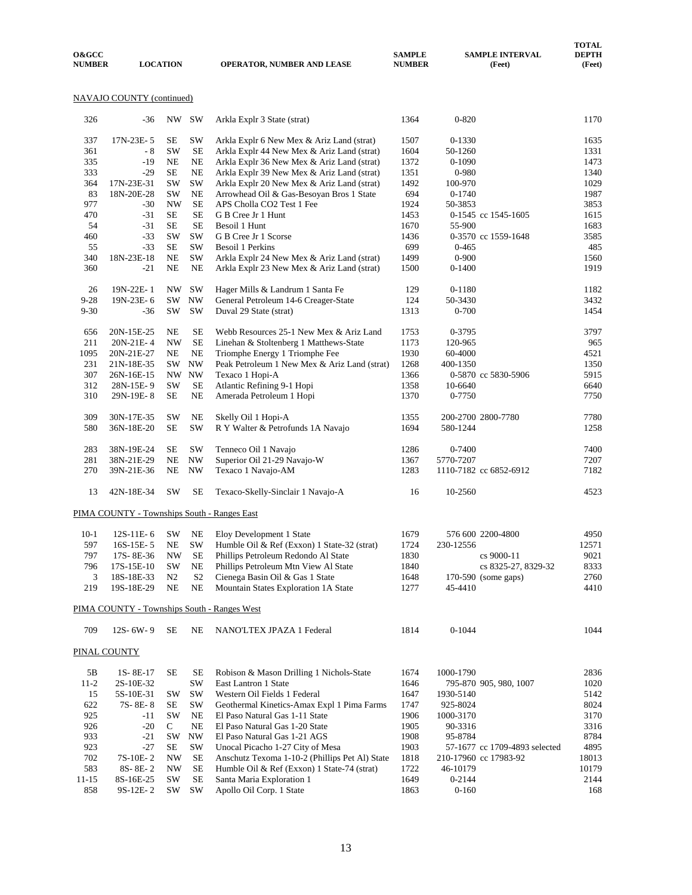| O&GCC NUMBER | LOCATION | | | OPERATOR, NUMBER AND LEASE | SAMPLE NUMBER | SAMPLE INTERVAL (Feet) | TOTAL DEPTH (Feet) |
|---|---|---|---|---|---|---|---|

NAVAJO COUNTY (continued)

| O&GCC NUMBER | LOCATION | | | OPERATOR, NUMBER AND LEASE | SAMPLE NUMBER | SAMPLE INTERVAL (Feet) | TOTAL DEPTH (Feet) |
|---|---|---|---|---|---|---|---|
| 326 | -36 | NW | SW | Arkla Explr 3 State (strat) | 1364 | 0-820 | 1170 |
| 337 | 17N-23E- 5 | SE | SW | Arkla Explr 6 New Mex & Ariz Land (strat) | 1507 | 0-1330 | 1635 |
| 361 | - 8 | SW | SE | Arkla Explr 44 New Mex & Ariz Land (strat) | 1604 | 50-1260 | 1331 |
| 335 | -19 | NE | NE | Arkla Explr 36 New Mex & Ariz Land (strat) | 1372 | 0-1090 | 1473 |
| 333 | -29 | SE | NE | Arkla Explr 39 New Mex & Ariz Land (strat) | 1351 | 0-980 | 1340 |
| 364 | 17N-23E-31 | SW | SW | Arkla Explr 20 New Mex & Ariz Land (strat) | 1492 | 100-970 | 1029 |
| 83 | 18N-20E-28 | SW | NE | Arrowhead Oil & Gas-Besoyan Bros 1 State | 694 | 0-1740 | 1987 |
| 977 | -30 | NW | SE | APS Cholla CO2 Test 1 Fee | 1924 | 50-3853 | 3853 |
| 470 | -31 | SE | SE | G B Cree Jr 1 Hunt | 1453 | 0-1545 cc 1545-1605 | 1615 |
| 54 | -31 | SE | SE | Besoil 1 Hunt | 1670 | 55-900 | 1683 |
| 460 | -33 | SW | SW | G B Cree Jr 1 Scorse | 1436 | 0-3570 cc 1559-1648 | 3585 |
| 55 | -33 | SE | SW | Besoil 1 Perkins | 699 | 0-465 | 485 |
| 340 | 18N-23E-18 | NE | SW | Arkla Explr 24 New Mex & Ariz Land (strat) | 1499 | 0-900 | 1560 |
| 360 | -21 | NE | NE | Arkla Explr 23 New Mex & Ariz Land (strat) | 1500 | 0-1400 | 1919 |
| 26 | 19N-22E- 1 | NW | SW | Hager Mills & Landrum 1 Santa Fe | 129 | 0-1180 | 1182 |
| 9-28 | 19N-23E- 6 | SW | NW | General Petroleum 14-6 Creager-State | 124 | 50-3430 | 3432 |
| 9-30 | -36 | SW | SW | Duval 29 State (strat) | 1313 | 0-700 | 1454 |
| 656 | 20N-15E-25 | NE | SE | Webb Resources 25-1 New Mex & Ariz Land | 1753 | 0-3795 | 3797 |
| 211 | 20N-21E- 4 | NW | SE | Linehan & Stoltenberg 1 Matthews-State | 1173 | 120-965 | 965 |
| 1095 | 20N-21E-27 | NE | NE | Triomphe Energy 1 Triomphe Fee | 1930 | 60-4000 | 4521 |
| 231 | 21N-18E-35 | SW | NW | Peak Petroleum 1 New Mex & Ariz Land (strat) | 1268 | 400-1350 | 1350 |
| 307 | 26N-16E-15 | NW | NW | Texaco 1 Hopi-A | 1366 | 0-5870 cc 5830-5906 | 5915 |
| 312 | 28N-15E- 9 | SW | SE | Atlantic Refining 9-1 Hopi | 1358 | 10-6640 | 6640 |
| 310 | 29N-19E- 8 | SE | NE | Amerada Petroleum 1 Hopi | 1370 | 0-7750 | 7750 |
| 309 | 30N-17E-35 | SW | NE | Skelly Oil 1 Hopi-A | 1355 | 200-2700 2800-7780 | 7780 |
| 580 | 36N-18E-20 | SE | SW | R Y Walter & Petrofunds 1A Navajo | 1694 | 580-1244 | 1258 |
| 283 | 38N-19E-24 | SE | SW | Tenneco Oil 1 Navajo | 1286 | 0-7400 | 7400 |
| 281 | 38N-21E-29 | NE | NW | Superior Oil 21-29 Navajo-W | 1367 | 5770-7207 | 7207 |
| 270 | 39N-21E-36 | NE | NW | Texaco 1 Navajo-AM | 1283 | 1110-7182 cc 6852-6912 | 7182 |
| 13 | 42N-18E-34 | SW | SE | Texaco-Skelly-Sinclair 1 Navajo-A | 16 | 10-2560 | 4523 |

PIMA COUNTY - Townships South - Ranges East

| O&GCC NUMBER | LOCATION | | | OPERATOR, NUMBER AND LEASE | SAMPLE NUMBER | SAMPLE INTERVAL (Feet) | TOTAL DEPTH (Feet) |
|---|---|---|---|---|---|---|---|
| 10-1 | 12S-11E- 6 | SW | NE | Eloy Development 1 State | 1679 | 576 600 2200-4800 | 4950 |
| 597 | 16S-15E- 5 | NE | SW | Humble Oil & Ref (Exxon) 1 State-32 (strat) | 1724 | 230-12556 | 12571 |
| 797 | 17S- 8E-36 | NW | SE | Phillips Petroleum Redondo Al State | 1830 | cs 9000-11 | 9021 |
| 796 | 17S-15E-10 | SW | NE | Phillips Petroleum Mtn View Al State | 1840 | cs 8325-27, 8329-32 | 8333 |
| 3 | 18S-18E-33 | N2 | S2 | Cienega Basin Oil & Gas 1 State | 1648 | 170-590 (some gaps) | 2760 |
| 219 | 19S-18E-29 | NE | NE | Mountain States Exploration 1A State | 1277 | 45-4410 | 4410 |

PIMA COUNTY - Townships South - Ranges West

| O&GCC NUMBER | LOCATION | | | OPERATOR, NUMBER AND LEASE | SAMPLE NUMBER | SAMPLE INTERVAL (Feet) | TOTAL DEPTH (Feet) |
|---|---|---|---|---|---|---|---|
| 709 | 12S- 6W- 9 | SE | NE | NANO'LTEX JPAZA 1 Federal | 1814 | 0-1044 | 1044 |

PINAL COUNTY

| O&GCC NUMBER | LOCATION | | | OPERATOR, NUMBER AND LEASE | SAMPLE NUMBER | SAMPLE INTERVAL (Feet) | TOTAL DEPTH (Feet) |
|---|---|---|---|---|---|---|---|
| 5B | 1S- 8E-17 | SE | SE | Robison & Mason Drilling 1 Nichols-State | 1674 | 1000-1790 | 2836 |
| 11-2 | 2S-10E-32 | | SW | East Lantron 1 State | 1646 | 795-870 905, 980, 1007 | 1020 |
| 15 | 5S-10E-31 | SW | SW | Western Oil Fields 1 Federal | 1647 | 1930-5140 | 5142 |
| 622 | 7S- 8E- 8 | SE | SW | Geothermal Kinetics-Amax Expl 1 Pima Farms | 1747 | 925-8024 | 8024 |
| 925 | -11 | SW | NE | El Paso Natural Gas 1-11 State | 1906 | 1000-3170 | 3170 |
| 926 | -20 | C | NE | El Paso Natural Gas 1-20 State | 1905 | 90-3316 | 3316 |
| 933 | -21 | SW | NW | El Paso Natural Gas 1-21 AGS | 1908 | 95-8784 | 8784 |
| 923 | -27 | SE | SW | Unocal Picacho 1-27 City of Mesa | 1903 | 57-1677 cc 1709-4893 selected | 4895 |
| 702 | 7S-10E- 2 | NW | SE | Anschutz Texoma 1-10-2 (Phillips Pet Al) State | 1818 | 210-17960 cc 17983-92 | 18013 |
| 583 | 8S- 8E- 2 | NW | SE | Humble Oil & Ref (Exxon) 1 State-74 (strat) | 1722 | 46-10179 | 10179 |
| 11-15 | 8S-16E-25 | SW | SE | Santa Maria Exploration 1 | 1649 | 0-2144 | 2144 |
| 858 | 9S-12E- 2 | SW | SW | Apollo Oil Corp. 1 State | 1863 | 0-160 | 168 |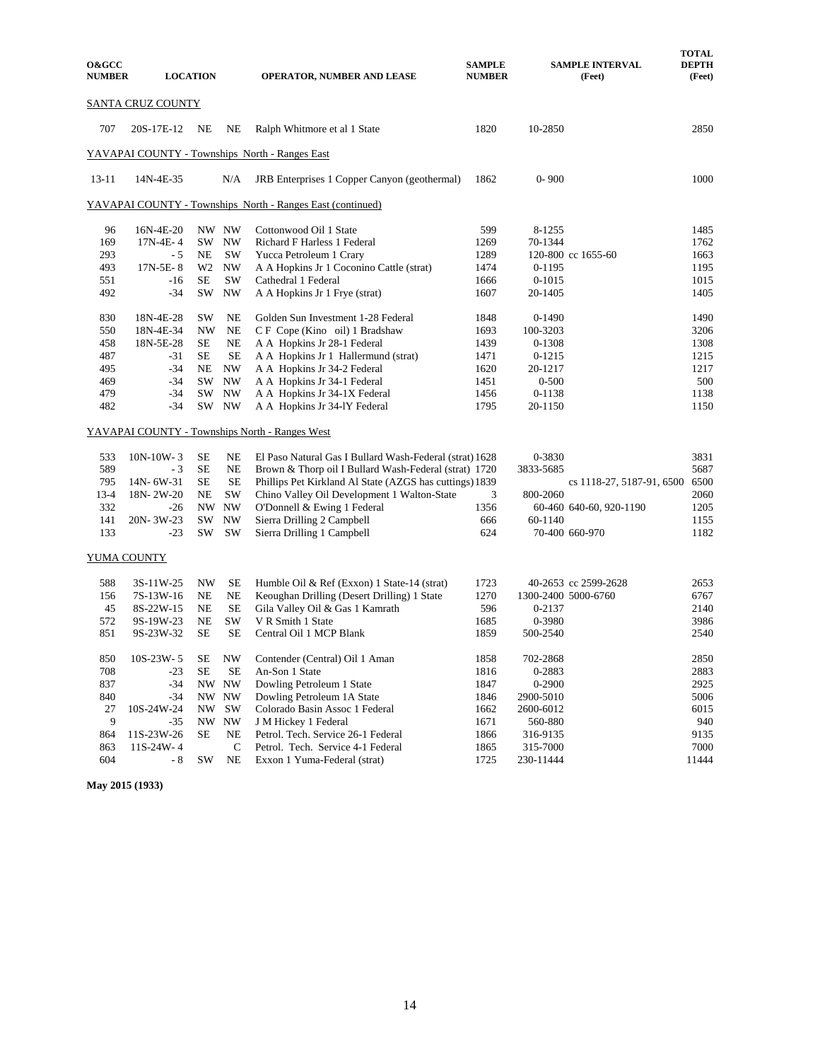| O&GCC NUMBER | LOCATION | | | OPERATOR, NUMBER AND LEASE | SAMPLE NUMBER | SAMPLE INTERVAL (Feet) | TOTAL DEPTH (Feet) |
|---|---|---|---|---|---|---|---|
| SANTA CRUZ COUNTY | | | | | | | |
| 707 | 20S-17E-12 | NE | NE | Ralph Whitmore et al 1 State | 1820 | 10-2850 | 2850 |
| YAVAPAI COUNTY - Townships North - Ranges East | | | | | | | |
| 13-11 | 14N-4E-35 | | N/A | JRB Enterprises 1 Copper Canyon (geothermal) | 1862 | 0- 900 | 1000 |
| YAVAPAI COUNTY - Townships North - Ranges East (continued) | | | | | | | |
| 96 | 16N-4E-20 | NW | NW | Cottonwood Oil 1 State | 599 | 8-1255 | 1485 |
| 169 | 17N-4E- 4 | SW | NW | Richard F Harless 1 Federal | 1269 | 70-1344 | 1762 |
| 293 | - 5 | NE | SW | Yucca Petroleum 1 Crary | 1289 | 120-800 cc 1655-60 | 1663 |
| 493 | 17N-5E- 8 | W2 | NW | A A Hopkins Jr 1 Coconino Cattle (strat) | 1474 | 0-1195 | 1195 |
| 551 | -16 | SE | SW | Cathedral 1 Federal | 1666 | 0-1015 | 1015 |
| 492 | -34 | SW | NW | A A Hopkins Jr 1 Frye (strat) | 1607 | 20-1405 | 1405 |
| 830 | 18N-4E-28 | SW | NE | Golden Sun Investment 1-28 Federal | 1848 | 0-1490 | 1490 |
| 550 | 18N-4E-34 | NW | NE | C F Cope (Kino oil) 1 Bradshaw | 1693 | 100-3203 | 3206 |
| 458 | 18N-5E-28 | SE | NE | A A Hopkins Jr 28-1 Federal | 1439 | 0-1308 | 1308 |
| 487 | -31 | SE | SE | A A Hopkins Jr 1 Hallermund (strat) | 1471 | 0-1215 | 1215 |
| 495 | -34 | NE | NW | A A Hopkins Jr 34-2 Federal | 1620 | 20-1217 | 1217 |
| 469 | -34 | SW | NW | A A Hopkins Jr 34-1 Federal | 1451 | 0-500 | 500 |
| 479 | -34 | SW | NW | A A Hopkins Jr 34-1X Federal | 1456 | 0-1138 | 1138 |
| 482 | -34 | SW | NW | A A Hopkins Jr 34-lY Federal | 1795 | 20-1150 | 1150 |
| YAVAPAI COUNTY - Townships North - Ranges West | | | | | | | |
| 533 | 10N-10W- 3 | SE | NE | El Paso Natural Gas I Bullard Wash-Federal (strat) | 1628 | 0-3830 | 3831 |
| 589 | - 3 | SE | NE | Brown & Thorp oil I Bullard Wash-Federal (strat) | 1720 | 3833-5685 | 5687 |
| 795 | 14N- 6W-31 | SE | SE | Phillips Pet Kirkland Al State (AZGS has cuttings) | 1839 | cs 1118-27, 5187-91, 6500 | 6500 |
| 13-4 | 18N- 2W-20 | NE | SW | Chino Valley Oil Development 1 Walton-State | 3 | 800-2060 | 2060 |
| 332 | -26 | NW | NW | O'Donnell & Ewing 1 Federal | 1356 | 60-460 640-60, 920-1190 | 1205 |
| 141 | 20N- 3W-23 | SW | NW | Sierra Drilling 2 Campbell | 666 | 60-1140 | 1155 |
| 133 | -23 | SW | SW | Sierra Drilling 1 Campbell | 624 | 70-400 660-970 | 1182 |
| YUMA COUNTY | | | | | | | |
| 588 | 3S-11W-25 | NW | SE | Humble Oil & Ref (Exxon) 1 State-14 (strat) | 1723 | 40-2653 cc 2599-2628 | 2653 |
| 156 | 7S-13W-16 | NE | NE | Keoughan Drilling (Desert Drilling) 1 State | 1270 | 1300-2400 5000-6760 | 6767 |
| 45 | 8S-22W-15 | NE | SE | Gila Valley Oil & Gas 1 Kamrath | 596 | 0-2137 | 2140 |
| 572 | 9S-19W-23 | NE | SW | V R Smith 1 State | 1685 | 0-3980 | 3986 |
| 851 | 9S-23W-32 | SE | SE | Central Oil 1 MCP Blank | 1859 | 500-2540 | 2540 |
| 850 | 10S-23W- 5 | SE | NW | Contender (Central) Oil 1 Aman | 1858 | 702-2868 | 2850 |
| 708 | -23 | SE | SE | An-Son 1 State | 1816 | 0-2883 | 2883 |
| 837 | -34 | NW | NW | Dowling Petroleum 1 State | 1847 | 0-2900 | 2925 |
| 840 | -34 | NW | NW | Dowling Petroleum 1A State | 1846 | 2900-5010 | 5006 |
| 27 | 10S-24W-24 | NW | SW | Colorado Basin Assoc 1 Federal | 1662 | 2600-6012 | 6015 |
| 9 | -35 | NW | NW | J M Hickey 1 Federal | 1671 | 560-880 | 940 |
| 864 | 11S-23W-26 | SE | NE | Petrol. Tech. Service 26-1 Federal | 1866 | 316-9135 | 9135 |
| 863 | 11S-24W- 4 | | C | Petrol. Tech. Service 4-1 Federal | 1865 | 315-7000 | 7000 |
| 604 | - 8 | SW | NE | Exxon 1 Yuma-Federal (strat) | 1725 | 230-11444 | 11444 |

**May 2015 (1933)**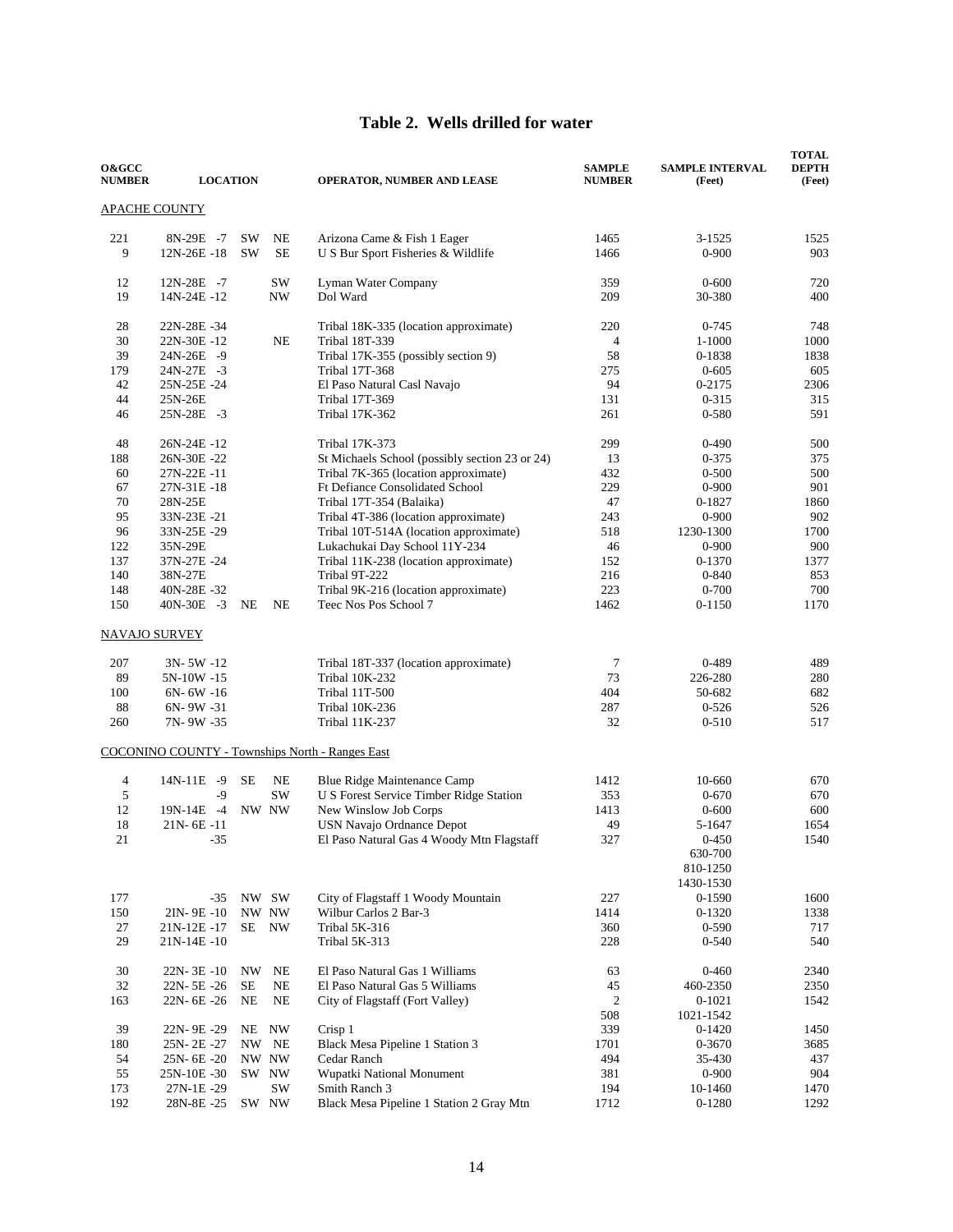# Table 2. Wells drilled for water

| O&GCC NUMBER | LOCATION | | | OPERATOR, NUMBER AND LEASE | SAMPLE NUMBER | SAMPLE INTERVAL (Feet) | TOTAL DEPTH (Feet) |
|---|---|---|---|---|---|---|---|
| APACHE COUNTY | | | | | | | |
| 221 | 8N-29E -7 | SW | NE | Arizona Came & Fish 1 Eager | 1465 | 3-1525 | 1525 |
| 9 | 12N-26E -18 | SW | SE | U S Bur Sport Fisheries & Wildlife | 1466 | 0-900 | 903 |
| 12 | 12N-28E -7 | | SW | Lyman Water Company | 359 | 0-600 | 720 |
| 19 | 14N-24E -12 | | NW | Dol Ward | 209 | 30-380 | 400 |
| 28 | 22N-28E -34 | | | Tribal 18K-335 (location approximate) | 220 | 0-745 | 748 |
| 30 | 22N-30E -12 | | NE | Tribal 18T-339 | 4 | 1-1000 | 1000 |
| 39 | 24N-26E -9 | | | Tribal 17K-355 (possibly section 9) | 58 | 0-1838 | 1838 |
| 179 | 24N-27E -3 | | | Tribal 17T-368 | 275 | 0-605 | 605 |
| 42 | 25N-25E -24 | | | El Paso Natural Casl Navajo | 94 | 0-2175 | 2306 |
| 44 | 25N-26E | | | Tribal 17T-369 | 131 | 0-315 | 315 |
| 46 | 25N-28E -3 | | | Tribal 17K-362 | 261 | 0-580 | 591 |
| 48 | 26N-24E -12 | | | Tribal 17K-373 | 299 | 0-490 | 500 |
| 188 | 26N-30E -22 | | | St Michaels School (possibly section 23 or 24) | 13 | 0-375 | 375 |
| 60 | 27N-22E -11 | | | Tribal 7K-365 (location approximate) | 432 | 0-500 | 500 |
| 67 | 27N-31E -18 | | | Ft Defiance Consolidated School | 229 | 0-900 | 901 |
| 70 | 28N-25E | | | Tribal 17T-354 (Balaika) | 47 | 0-1827 | 1860 |
| 95 | 33N-23E -21 | | | Tribal 4T-386 (location approximate) | 243 | 0-900 | 902 |
| 96 | 33N-25E -29 | | | Tribal 10T-514A (location approximate) | 518 | 1230-1300 | 1700 |
| 122 | 35N-29E | | | Lukachukai Day School 11Y-234 | 46 | 0-900 | 900 |
| 137 | 37N-27E -24 | | | Tribal 11K-238 (location approximate) | 152 | 0-1370 | 1377 |
| 140 | 38N-27E | | | Tribal 9T-222 | 216 | 0-840 | 853 |
| 148 | 40N-28E -32 | | | Tribal 9K-216 (location approximate) | 223 | 0-700 | 700 |
| 150 | 40N-30E -3 | NE | NE | Teec Nos Pos School 7 | 1462 | 0-1150 | 1170 |
| NAVAJO SURVEY | | | | | | | |
| 207 | 3N- 5W -12 | | | Tribal 18T-337 (location approximate) | 7 | 0-489 | 489 |
| 89 | 5N-10W -15 | | | Tribal 10K-232 | 73 | 226-280 | 280 |
| 100 | 6N- 6W -16 | | | Tribal 11T-500 | 404 | 50-682 | 682 |
| 88 | 6N- 9W -31 | | | Tribal 10K-236 | 287 | 0-526 | 526 |
| 260 | 7N- 9W -35 | | | Tribal 11K-237 | 32 | 0-510 | 517 |
| COCONINO COUNTY - Townships North - Ranges East | | | | | | | |
| 4 | 14N-11E -9 | SE | NE | Blue Ridge Maintenance Camp | 1412 | 10-660 | 670 |
| 5 | -9 | | SW | U S Forest Service Timber Ridge Station | 353 | 0-670 | 670 |
| 12 | 19N-14E -4 | NW | NW | New Winslow Job Corps | 1413 | 0-600 | 600 |
| 18 | 21N- 6E -11 | | | USN Navajo Ordnance Depot | 49 | 5-1647 | 1654 |
| 21 | -35 | | | El Paso Natural Gas 4 Woody Mtn Flagstaff | 327 | 0-450<br>630-700<br>810-1250<br>1430-1530 | 1540 |
| 177 | -35 | NW | SW | City of Flagstaff 1 Woody Mountain | 227 | 0-1590 | 1600 |
| 150 | 2IN- 9E -10 | NW | NW | Wilbur Carlos 2 Bar-3 | 1414 | 0-1320 | 1338 |
| 27 | 21N-12E -17 | SE | NW | Tribal 5K-316 | 360 | 0-590 | 717 |
| 29 | 21N-14E -10 | | | Tribal 5K-313 | 228 | 0-540 | 540 |
| 30 | 22N- 3E -10 | NW | NE | El Paso Natural Gas 1 Williams | 63 | 0-460 | 2340 |
| 32 | 22N- 5E -26 | SE | NE | El Paso Natural Gas 5 Williams | 45 | 460-2350 | 2350 |
| 163 | 22N- 6E -26 | NE | NE | City of Flagstaff (Fort Valley) | 2<br>508 | 0-1021<br>1021-1542 | 1542 |
| 39 | 22N- 9E -29 | NE | NW | Crisp 1 | 339 | 0-1420 | 1450 |
| 180 | 25N- 2E -27 | NW | NE | Black Mesa Pipeline 1 Station 3 | 1701 | 0-3670 | 3685 |
| 54 | 25N- 6E -20 | NW | NW | Cedar Ranch | 494 | 35-430 | 437 |
| 55 | 25N-10E -30 | SW | NW | Wupatki National Monument | 381 | 0-900 | 904 |
| 173 | 27N-1E -29 | | SW | Smith Ranch 3 | 194 | 10-1460 | 1470 |
| 192 | 28N-8E -25 | SW | NW | Black Mesa Pipeline 1 Station 2 Gray Mtn | 1712 | 0-1280 | 1292 |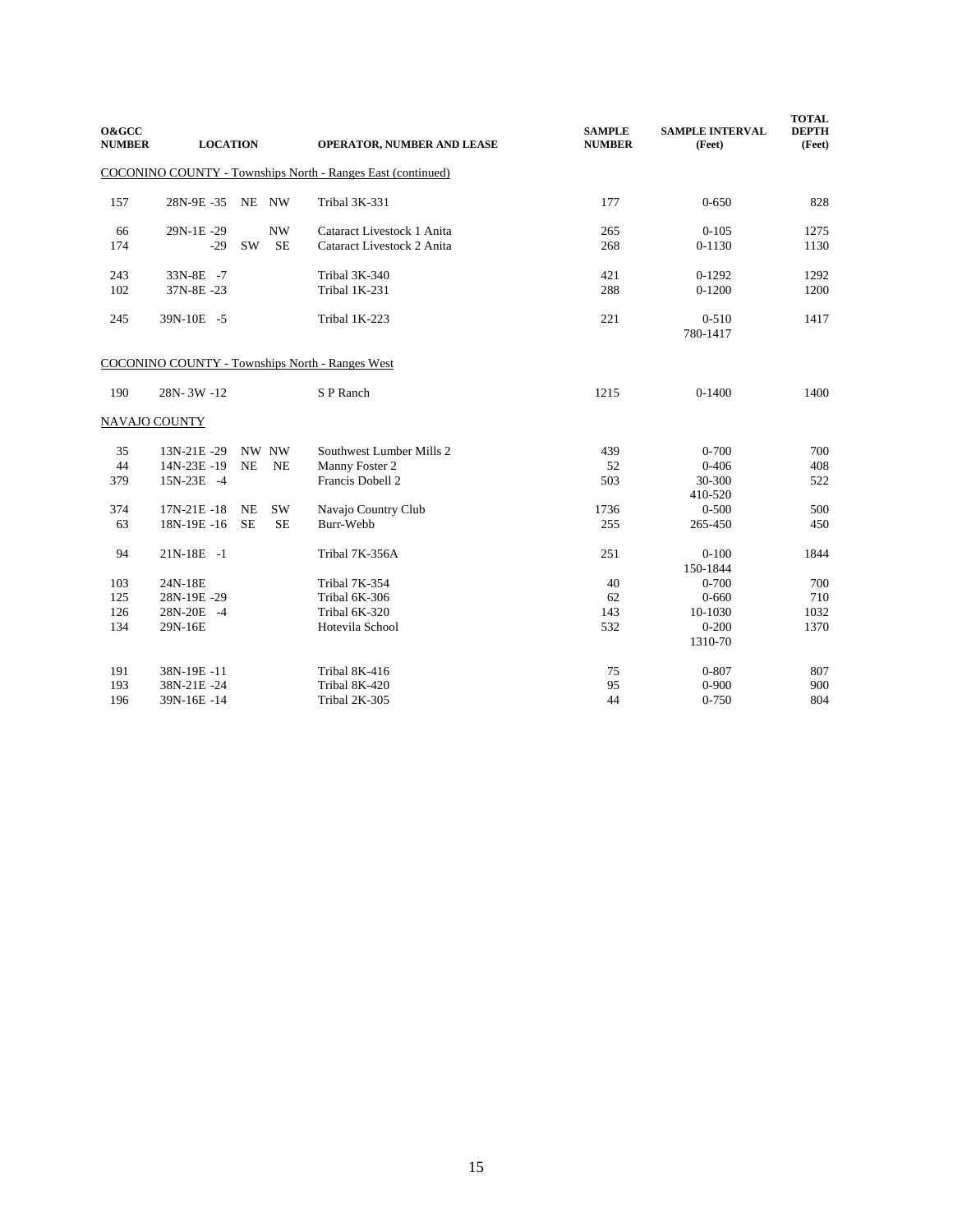| O&GCC NUMBER | LOCATION | OPERATOR, NUMBER AND LEASE | SAMPLE NUMBER | SAMPLE INTERVAL (Feet) | TOTAL DEPTH (Feet) |
|---|---|---|---|---|---|
| COCONINO COUNTY - Townships North - Ranges East (continued) | | | | | |
| 157 | 28N-9E -35 NE NW | Tribal 3K-331 | 177 | 0-650 | 828 |
| 66 | 29N-1E -29 NW | Cataract Livestock 1 Anita | 265 | 0-105 | 1275 |
| 174 | -29 SW SE | Cataract Livestock 2 Anita | 268 | 0-1130 | 1130 |
| 243 | 33N-8E -7 | Tribal 3K-340 | 421 | 0-1292 | 1292 |
| 102 | 37N-8E -23 | Tribal 1K-231 | 288 | 0-1200 | 1200 |
| 245 | 39N-10E -5 | Tribal 1K-223 | 221 | 0-510<br>780-1417 | 1417 |
| COCONINO COUNTY - Townships North - Ranges West | | | | | |
| 190 | 28N- 3W -12 | S P Ranch | 1215 | 0-1400 | 1400 |
| NAVAJO COUNTY | | | | | |
| 35 | 13N-21E -29 NW NW | Southwest Lumber Mills 2 | 439 | 0-700 | 700 |
| 44 | 14N-23E -19 NE NE | Manny Foster 2 | 52 | 0-406 | 408 |
| 379 | 15N-23E -4 | Francis Dobell 2 | 503 | 30-300<br>410-520 | 522 |
| 374 | 17N-21E -18 NE SW | Navajo Country Club | 1736 | 0-500 | 500 |
| 63 | 18N-19E -16 SE SE | Burr-Webb | 255 | 265-450 | 450 |
| 94 | 21N-18E -1 | Tribal 7K-356A | 251 | 0-100<br>150-1844 | 1844 |
| 103 | 24N-18E | Tribal 7K-354 | 40 | 0-700 | 700 |
| 125 | 28N-19E -29 | Tribal 6K-306 | 62 | 0-660 | 710 |
| 126 | 28N-20E -4 | Tribal 6K-320 | 143 | 10-1030 | 1032 |
| 134 | 29N-16E | Hotevila School | 532 | 0-200<br>1310-70 | 1370 |
| 191 | 38N-19E -11 | Tribal 8K-416 | 75 | 0-807 | 807 |
| 193 | 38N-21E -24 | Tribal 8K-420 | 95 | 0-900 | 900 |
| 196 | 39N-16E -14 | Tribal 2K-305 | 44 | 0-750 | 804 |